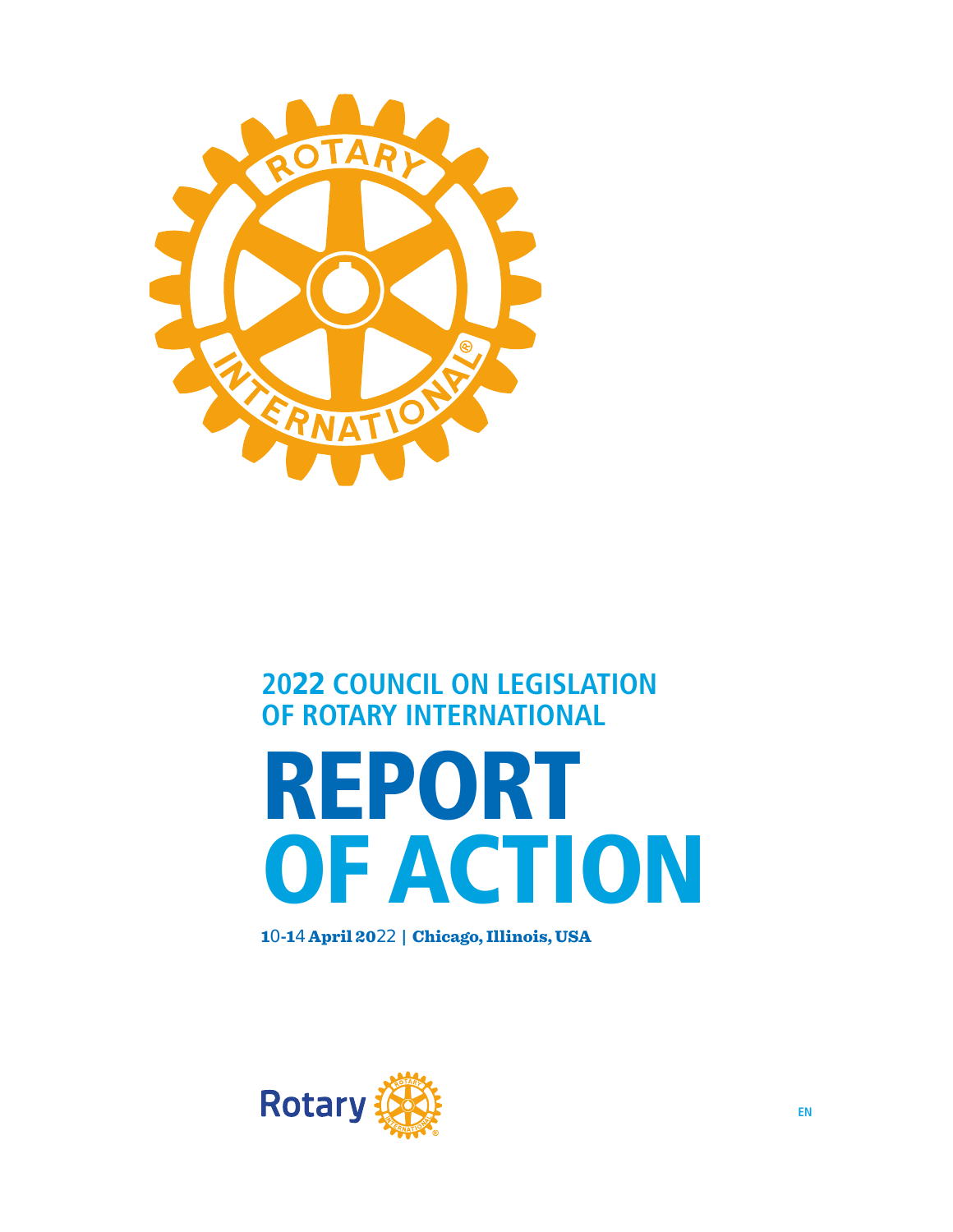## 2022 COUNCIL ON LEGISLATION OF ROTARY INTERNATIONAL

# REPORT OF ACTION

**10-14 April 2022 | Chicago, Illinois, USA**

Rotary

EN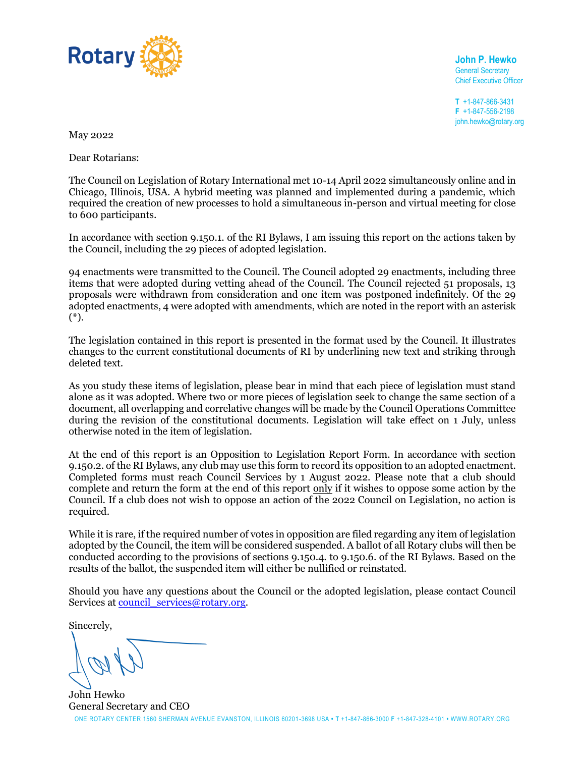Rotary

**John P. Hewko**
General Secretary
Chief Executive Officer

**T** +1-847-866-3431
**F** +1-847-556-2198
john.hewko@rotary.org

May 2022

Dear Rotarians:

The Council on Legislation of Rotary International met 10-14 April 2022 simultaneously online and in Chicago, Illinois, USA. A hybrid meeting was planned and implemented during a pandemic, which required the creation of new processes to hold a simultaneous in-person and virtual meeting for close to 600 participants.

In accordance with section 9.150.1. of the RI Bylaws, I am issuing this report on the actions taken by the Council, including the 29 pieces of adopted legislation.

94 enactments were transmitted to the Council. The Council adopted 29 enactments, including three items that were adopted during vetting ahead of the Council. The Council rejected 51 proposals, 13 proposals were withdrawn from consideration and one item was postponed indefinitely. Of the 29 adopted enactments, 4 were adopted with amendments, which are noted in the report with an asterisk (*).

The legislation contained in this report is presented in the format used by the Council. It illustrates changes to the current constitutional documents of RI by underlining new text and striking through deleted text.

As you study these items of legislation, please bear in mind that each piece of legislation must stand alone as it was adopted. Where two or more pieces of legislation seek to change the same section of a document, all overlapping and correlative changes will be made by the Council Operations Committee during the revision of the constitutional documents. Legislation will take effect on 1 July, unless otherwise noted in the item of legislation.

At the end of this report is an Opposition to Legislation Report Form. In accordance with section 9.150.2. of the RI Bylaws, any club may use this form to record its opposition to an adopted enactment. Completed forms must reach Council Services by 1 August 2022. Please note that a club should complete and return the form at the end of this report <u>only</u> if it wishes to oppose some action by the Council. If a club does not wish to oppose an action of the 2022 Council on Legislation, no action is required.

While it is rare, if the required number of votes in opposition are filed regarding any item of legislation adopted by the Council, the item will be considered suspended. A ballot of all Rotary clubs will then be conducted according to the provisions of sections 9.150.4. to 9.150.6. of the RI Bylaws. Based on the results of the ballot, the suspended item will either be nullified or reinstated.

Should you have any questions about the Council or the adopted legislation, please contact Council Services at council_services@rotary.org.

Sincerely,

John Hewko
General Secretary and CEO

ONE ROTARY CENTER 1560 SHERMAN AVENUE EVANSTON, ILLINOIS 60201-3698 USA • T +1-847-866-3000 F +1-847-328-4101 • WWW.ROTARY.ORG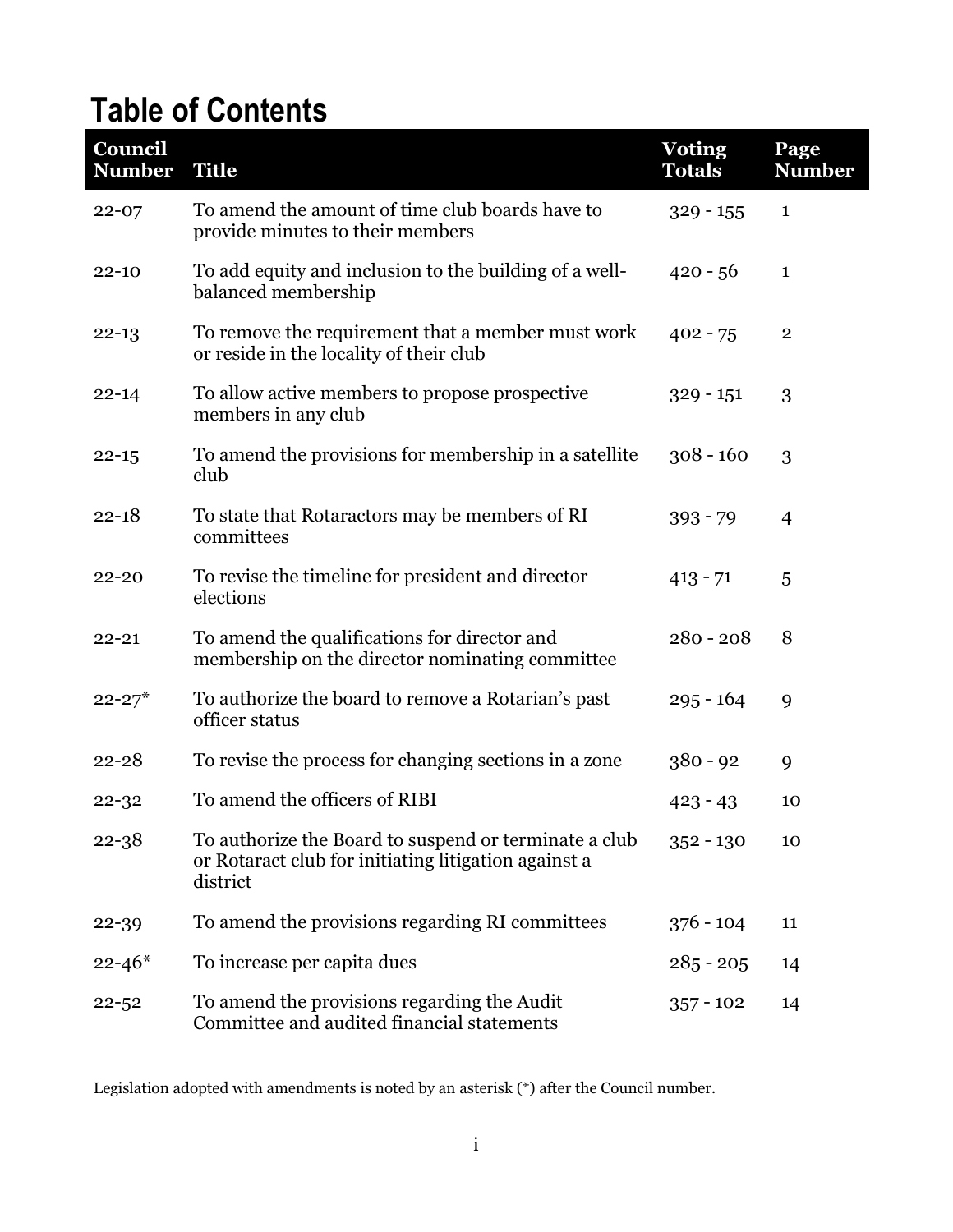# Table of Contents

| Council Number | Title | Voting Totals | Page Number |
|---|---|---|---|
| 22-07 | To amend the amount of time club boards have to provide minutes to their members | 329 - 155 | 1 |
| 22-10 | To add equity and inclusion to the building of a well-balanced membership | 420 - 56 | 1 |
| 22-13 | To remove the requirement that a member must work or reside in the locality of their club | 402 - 75 | 2 |
| 22-14 | To allow active members to propose prospective members in any club | 329 - 151 | 3 |
| 22-15 | To amend the provisions for membership in a satellite club | 308 - 160 | 3 |
| 22-18 | To state that Rotaractors may be members of RI committees | 393 - 79 | 4 |
| 22-20 | To revise the timeline for president and director elections | 413 - 71 | 5 |
| 22-21 | To amend the qualifications for director and membership on the director nominating committee | 280 - 208 | 8 |
| 22-27* | To authorize the board to remove a Rotarian's past officer status | 295 - 164 | 9 |
| 22-28 | To revise the process for changing sections in a zone | 380 - 92 | 9 |
| 22-32 | To amend the officers of RIBI | 423 - 43 | 10 |
| 22-38 | To authorize the Board to suspend or terminate a club or Rotaract club for initiating litigation against a district | 352 - 130 | 10 |
| 22-39 | To amend the provisions regarding RI committees | 376 - 104 | 11 |
| 22-46* | To increase per capita dues | 285 - 205 | 14 |
| 22-52 | To amend the provisions regarding the Audit Committee and audited financial statements | 357 - 102 | 14 |

Legislation adopted with amendments is noted by an asterisk (*) after the Council number.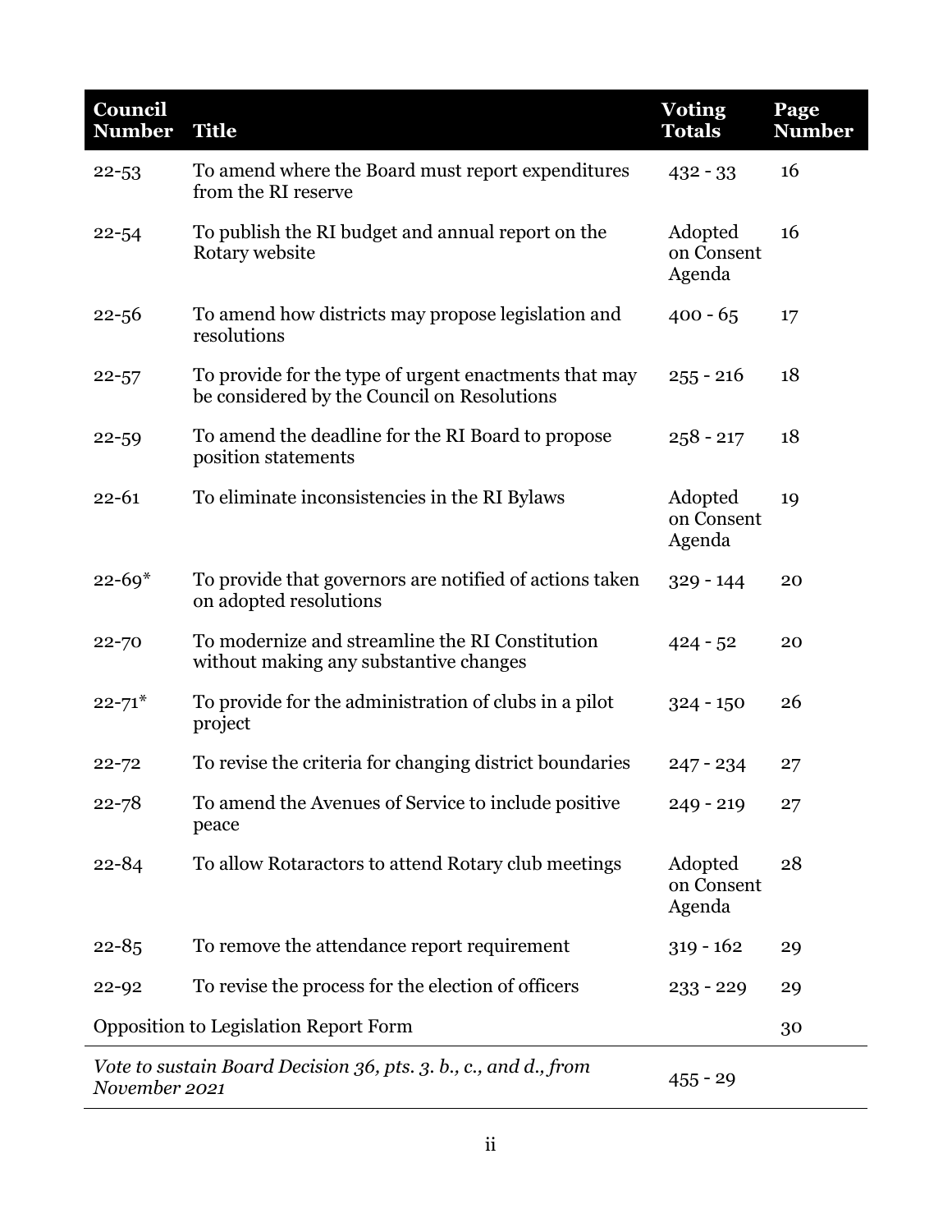| Council Number | Title | Voting Totals | Page Number |
|---|---|---|---|
| 22-53 | To amend where the Board must report expenditures from the RI reserve | 432 - 33 | 16 |
| 22-54 | To publish the RI budget and annual report on the Rotary website | Adopted on Consent Agenda | 16 |
| 22-56 | To amend how districts may propose legislation and resolutions | 400 - 65 | 17 |
| 22-57 | To provide for the type of urgent enactments that may be considered by the Council on Resolutions | 255 - 216 | 18 |
| 22-59 | To amend the deadline for the RI Board to propose position statements | 258 - 217 | 18 |
| 22-61 | To eliminate inconsistencies in the RI Bylaws | Adopted on Consent Agenda | 19 |
| 22-69* | To provide that governors are notified of actions taken on adopted resolutions | 329 - 144 | 20 |
| 22-70 | To modernize and streamline the RI Constitution without making any substantive changes | 424 - 52 | 20 |
| 22-71* | To provide for the administration of clubs in a pilot project | 324 - 150 | 26 |
| 22-72 | To revise the criteria for changing district boundaries | 247 - 234 | 27 |
| 22-78 | To amend the Avenues of Service to include positive peace | 249 - 219 | 27 |
| 22-84 | To allow Rotaractors to attend Rotary club meetings | Adopted on Consent Agenda | 28 |
| 22-85 | To remove the attendance report requirement | 319 - 162 | 29 |
| 22-92 | To revise the process for the election of officers | 233 - 229 | 29 |
| Opposition to Legislation Report Form | | | 30 |
| *Vote to sustain Board Decision 36, pts. 3. b., c., and d., from November 2021* | | 455 - 29 | |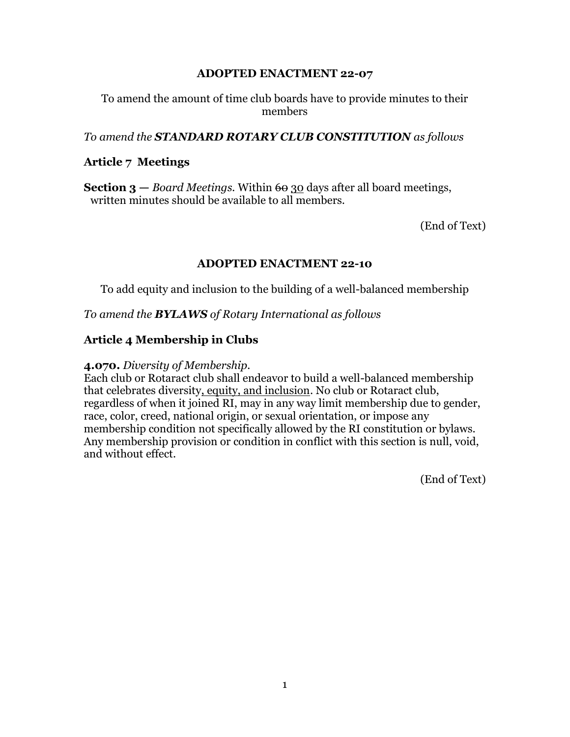## ADOPTED ENACTMENT 22-07

To amend the amount of time club boards have to provide minutes to their members

*To amend the **STANDARD ROTARY CLUB CONSTITUTION** as follows*

### Article 7 Meetings

**Section 3 —** *Board Meetings.* Within ~~60~~ <u>30</u> days after all board meetings, written minutes should be available to all members.

(End of Text)

## ADOPTED ENACTMENT 22-10

To add equity and inclusion to the building of a well-balanced membership

*To amend the **BYLAWS** of Rotary International as follows*

### Article 4 Membership in Clubs

**4.070.** *Diversity of Membership.*
Each club or Rotaract club shall endeavor to build a well-balanced membership that celebrates diversity<u>, equity, and inclusion</u>. No club or Rotaract club, regardless of when it joined RI, may in any way limit membership due to gender, race, color, creed, national origin, or sexual orientation, or impose any membership condition not specifically allowed by the RI constitution or bylaws. Any membership provision or condition in conflict with this section is null, void, and without effect.

(End of Text)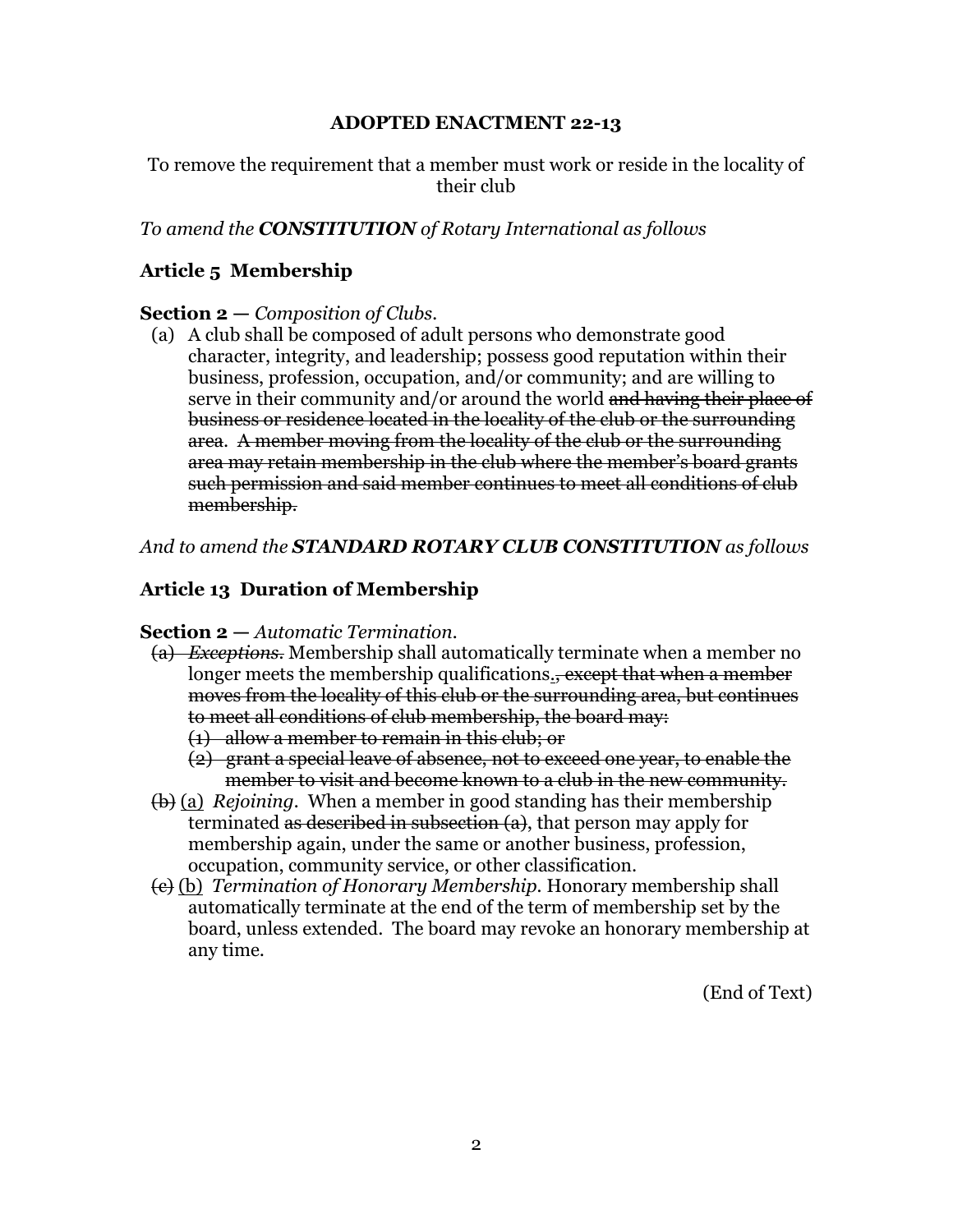**ADOPTED ENACTMENT 22-13**

To remove the requirement that a member must work or reside in the locality of their club

*To amend the **CONSTITUTION** of Rotary International as follows*

**Article 5 Membership**

**Section 2 —** *Composition of Clubs.*

(a) A club shall be composed of adult persons who demonstrate good character, integrity, and leadership; possess good reputation within their business, profession, occupation, and/or community; and are willing to serve in their community and/or around the world ~~and having their place of business or residence located in the locality of the club or the surrounding area. A member moving from the locality of the club or the surrounding area may retain membership in the club where the member's board grants such permission and said member continues to meet all conditions of club membership.~~

*And to amend the **STANDARD ROTARY CLUB CONSTITUTION** as follows*

**Article 13 Duration of Membership**

**Section 2 —** *Automatic Termination.*

~~(a)~~ ~~*Exceptions.*~~ Membership shall automatically terminate when a member no longer meets the membership qualifications<ins>.</ins>~~, except that when a member moves from the locality of this club or the surrounding area, but continues to meet all conditions of club membership, the board may:~~

~~(1) allow a member to remain in this club; or~~

~~(2) grant a special leave of absence, not to exceed one year, to enable the member to visit and become known to a club in the new community.~~

~~(b)~~ <ins>(a)</ins> *Rejoining.* When a member in good standing has their membership terminated ~~as described in subsection (a)~~, that person may apply for membership again, under the same or another business, profession, occupation, community service, or other classification.

~~(c)~~ <ins>(b)</ins> *Termination of Honorary Membership.* Honorary membership shall automatically terminate at the end of the term of membership set by the board, unless extended. The board may revoke an honorary membership at any time.

(End of Text)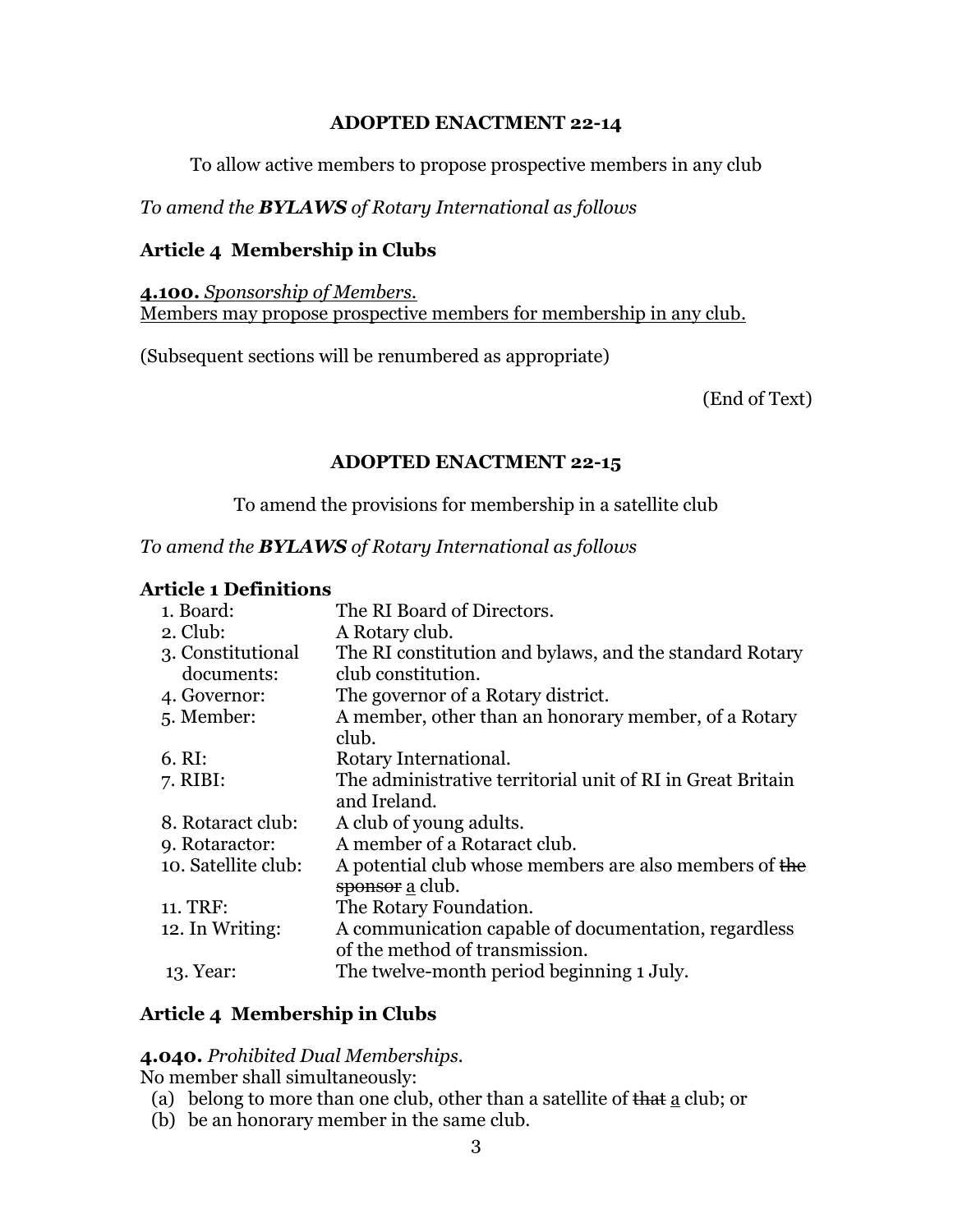**ADOPTED ENACTMENT 22-14**

To allow active members to propose prospective members in any club

*To amend the **BYLAWS** of Rotary International as follows*

**Article 4 Membership in Clubs**

<u>**4.100.** *Sponsorship of Members.*</u>
<u>Members may propose prospective members for membership in any club.</u>

(Subsequent sections will be renumbered as appropriate)

(End of Text)

**ADOPTED ENACTMENT 22-15**

To amend the provisions for membership in a satellite club

*To amend the **BYLAWS** of Rotary International as follows*

**Article 1 Definitions**

| | |
|---|---|
| 1. Board: | The RI Board of Directors. |
| 2. Club: | A Rotary club. |
| 3. Constitutional documents: | The RI constitution and bylaws, and the standard Rotary club constitution. |
| 4. Governor: | The governor of a Rotary district. |
| 5. Member: | A member, other than an honorary member, of a Rotary club. |
| 6. RI: | Rotary International. |
| 7. RIBI: | The administrative territorial unit of RI in Great Britain and Ireland. |
| 8. Rotaract club: | A club of young adults. |
| 9. Rotaractor: | A member of a Rotaract club. |
| 10. Satellite club: | A potential club whose members are also members of ~~the sponsor~~ <u>a</u> club. |
| 11. TRF: | The Rotary Foundation. |
| 12. In Writing: | A communication capable of documentation, regardless of the method of transmission. |
| 13. Year: | The twelve-month period beginning 1 July. |

**Article 4 Membership in Clubs**

**4.040.** *Prohibited Dual Memberships.*
No member shall simultaneously:
(a) belong to more than one club, other than a satellite of ~~that~~ <u>a</u> club; or
(b) be an honorary member in the same club.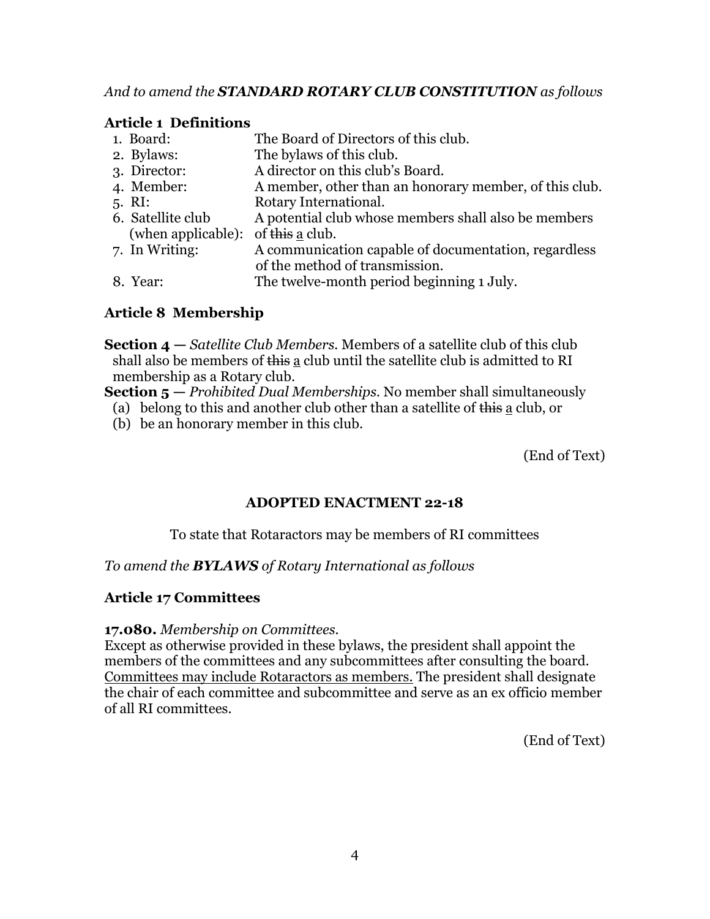*And to amend the **STANDARD ROTARY CLUB CONSTITUTION** as follows*

**Article 1 Definitions**

| | |
|---|---|
| 1. Board: | The Board of Directors of this club. |
| 2. Bylaws: | The bylaws of this club. |
| 3. Director: | A director on this club's Board. |
| 4. Member: | A member, other than an honorary member, of this club. |
| 5. RI: | Rotary International. |
| 6. Satellite club (when applicable): | A potential club whose members shall also be members of ~~this~~ <u>a</u> club. |
| 7. In Writing: | A communication capable of documentation, regardless of the method of transmission. |
| 8. Year: | The twelve-month period beginning 1 July. |

**Article 8 Membership**

**Section 4 —** *Satellite Club Members.* Members of a satellite club of this club shall also be members of ~~this~~ <u>a</u> club until the satellite club is admitted to RI membership as a Rotary club.

**Section 5 —** *Prohibited Dual Memberships.* No member shall simultaneously

(a) belong to this and another club other than a satellite of ~~this~~ <u>a</u> club, or

(b) be an honorary member in this club.

(End of Text)

**ADOPTED ENACTMENT 22-18**

To state that Rotaractors may be members of RI committees

*To amend the **BYLAWS** of Rotary International as follows*

**Article 17 Committees**

**17.080.** *Membership on Committees.*
Except as otherwise provided in these bylaws, the president shall appoint the members of the committees and any subcommittees after consulting the board. <u>Committees may include Rotaractors as members.</u> The president shall designate the chair of each committee and subcommittee and serve as an ex officio member of all RI committees.

(End of Text)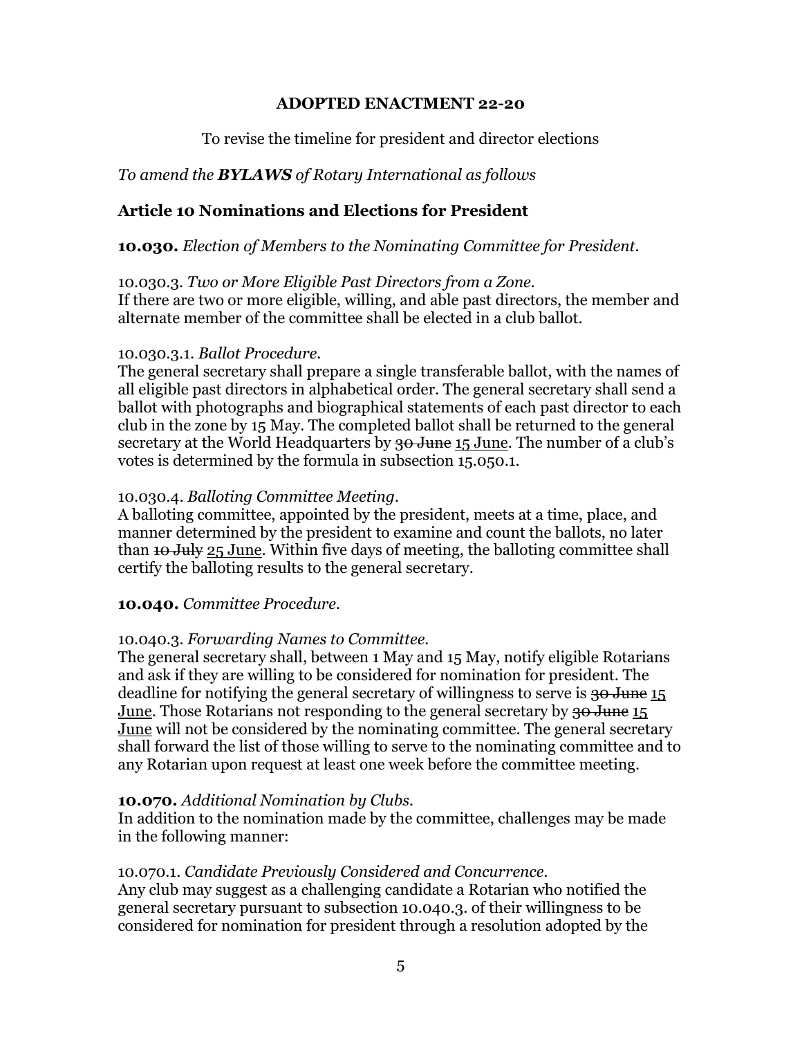**ADOPTED ENACTMENT 22-20**

To revise the timeline for president and director elections

*To amend the **BYLAWS** of Rotary International as follows*

**Article 10 Nominations and Elections for President**

**10.030.** *Election of Members to the Nominating Committee for President.*

10.030.3. *Two or More Eligible Past Directors from a Zone.*
If there are two or more eligible, willing, and able past directors, the member and alternate member of the committee shall be elected in a club ballot.

10.030.3.1. *Ballot Procedure.*
The general secretary shall prepare a single transferable ballot, with the names of all eligible past directors in alphabetical order. The general secretary shall send a ballot with photographs and biographical statements of each past director to each club in the zone by 15 May. The completed ballot shall be returned to the general secretary at the World Headquarters by ~~30 June~~ <u>15 June</u>. The number of a club's votes is determined by the formula in subsection 15.050.1.

10.030.4. *Balloting Committee Meeting.*
A balloting committee, appointed by the president, meets at a time, place, and manner determined by the president to examine and count the ballots, no later than ~~10 July~~ <u>25 June</u>. Within five days of meeting, the balloting committee shall certify the balloting results to the general secretary.

**10.040.** *Committee Procedure.*

10.040.3. *Forwarding Names to Committee.*
The general secretary shall, between 1 May and 15 May, notify eligible Rotarians and ask if they are willing to be considered for nomination for president. The deadline for notifying the general secretary of willingness to serve is ~~30 June~~ <u>15 June</u>. Those Rotarians not responding to the general secretary by ~~30 June~~ <u>15 June</u> will not be considered by the nominating committee. The general secretary shall forward the list of those willing to serve to the nominating committee and to any Rotarian upon request at least one week before the committee meeting.

**10.070.** *Additional Nomination by Clubs.*
In addition to the nomination made by the committee, challenges may be made in the following manner:

10.070.1. *Candidate Previously Considered and Concurrence.*
Any club may suggest as a challenging candidate a Rotarian who notified the general secretary pursuant to subsection 10.040.3. of their willingness to be considered for nomination for president through a resolution adopted by the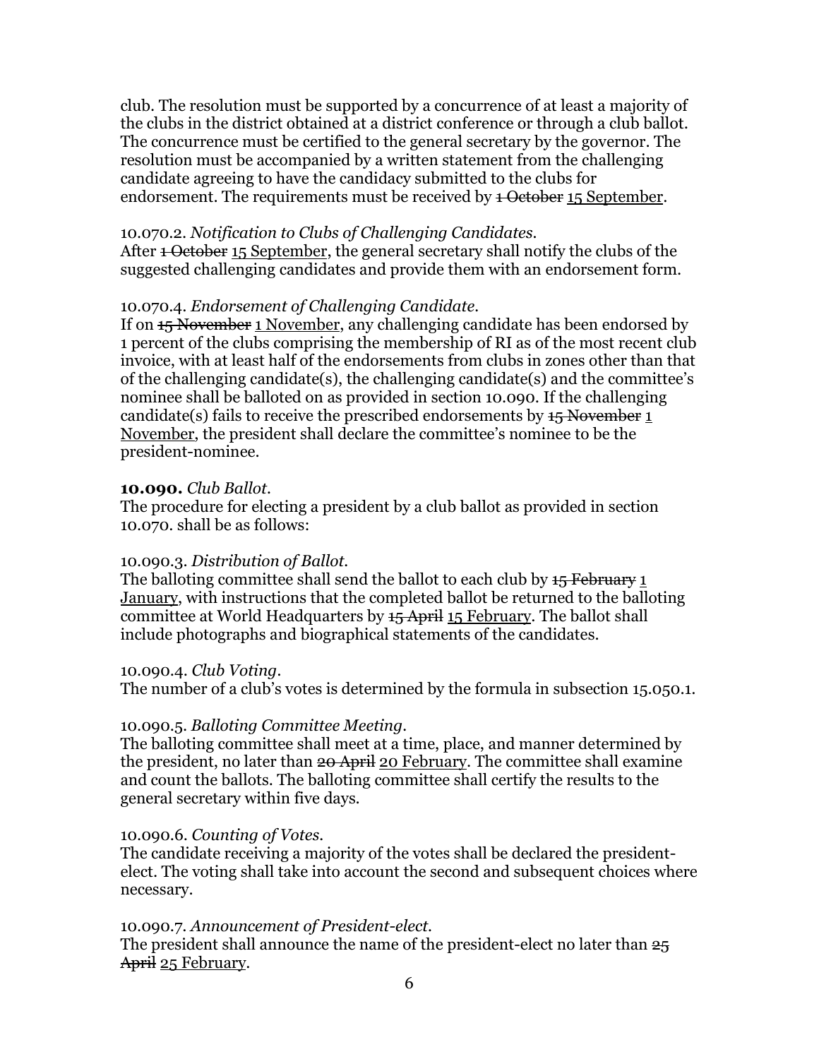club. The resolution must be supported by a concurrence of at least a majority of the clubs in the district obtained at a district conference or through a club ballot. The concurrence must be certified to the general secretary by the governor. The resolution must be accompanied by a written statement from the challenging candidate agreeing to have the candidacy submitted to the clubs for endorsement. The requirements must be received by ~~1 October~~ <u>15 September</u>.

10.070.2. *Notification to Clubs of Challenging Candidates.*
After ~~1 October~~ <u>15 September</u>, the general secretary shall notify the clubs of the suggested challenging candidates and provide them with an endorsement form.

10.070.4. *Endorsement of Challenging Candidate.*
If on ~~15 November~~ <u>1 November</u>, any challenging candidate has been endorsed by 1 percent of the clubs comprising the membership of RI as of the most recent club invoice, with at least half of the endorsements from clubs in zones other than that of the challenging candidate(s), the challenging candidate(s) and the committee's nominee shall be balloted on as provided in section 10.090. If the challenging candidate(s) fails to receive the prescribed endorsements by ~~15 November~~ <u>1 November</u>, the president shall declare the committee's nominee to be the president-nominee.

**10.090.** *Club Ballot.*
The procedure for electing a president by a club ballot as provided in section 10.070. shall be as follows:

10.090.3. *Distribution of Ballot.*
The balloting committee shall send the ballot to each club by ~~15 February~~ <u>1 January</u>, with instructions that the completed ballot be returned to the balloting committee at World Headquarters by ~~15 April~~ <u>15 February</u>. The ballot shall include photographs and biographical statements of the candidates.

10.090.4. *Club Voting.*
The number of a club's votes is determined by the formula in subsection 15.050.1.

10.090.5. *Balloting Committee Meeting.*
The balloting committee shall meet at a time, place, and manner determined by the president, no later than ~~20 April~~ <u>20 February</u>. The committee shall examine and count the ballots. The balloting committee shall certify the results to the general secretary within five days.

10.090.6. *Counting of Votes.*
The candidate receiving a majority of the votes shall be declared the president-elect. The voting shall take into account the second and subsequent choices where necessary.

10.090.7. *Announcement of President-elect.*
The president shall announce the name of the president-elect no later than ~~25 April~~ <u>25 February</u>.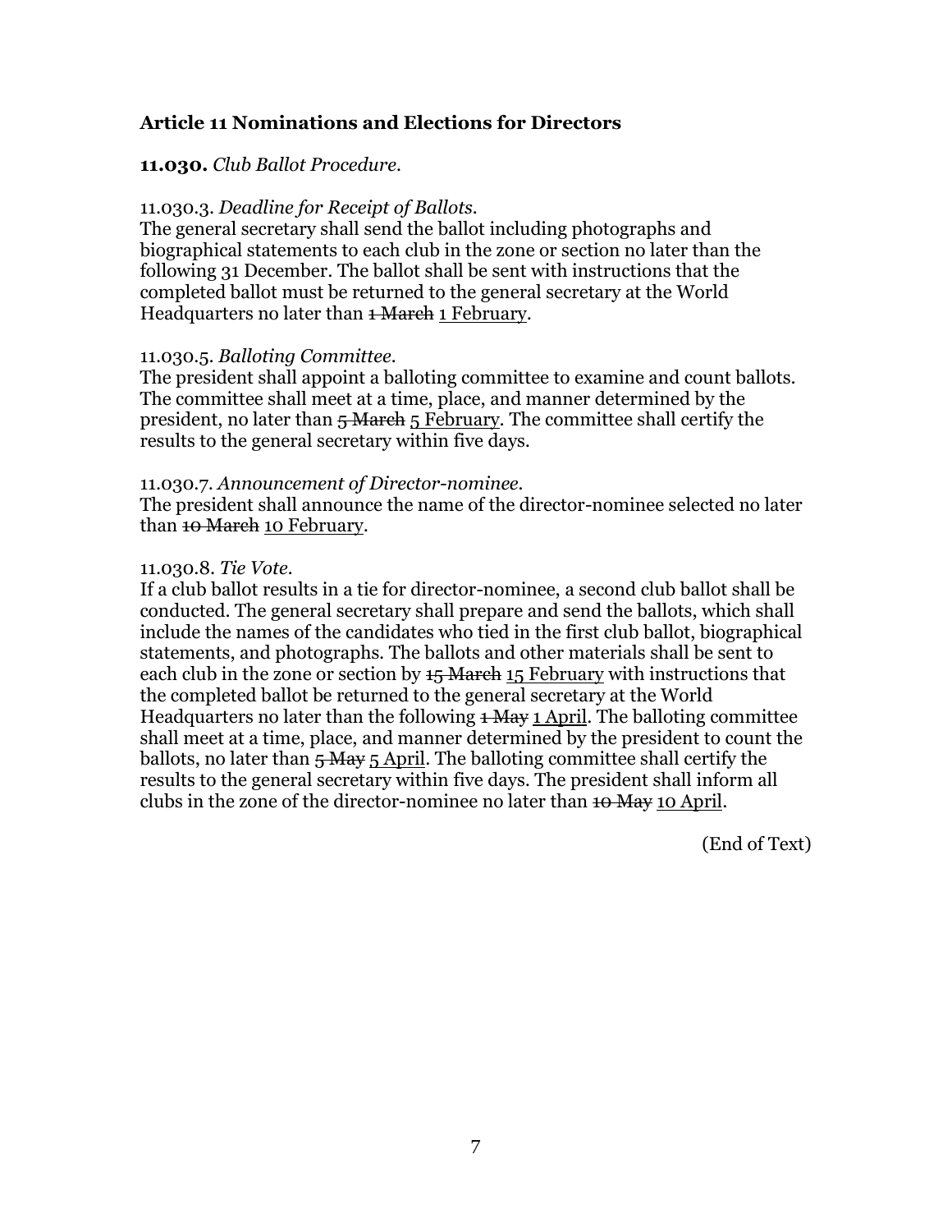### Article 11 Nominations and Elections for Directors

**11.030.** *Club Ballot Procedure.*

11.030.3. *Deadline for Receipt of Ballots.*
The general secretary shall send the ballot including photographs and biographical statements to each club in the zone or section no later than the following 31 December. The ballot shall be sent with instructions that the completed ballot must be returned to the general secretary at the World Headquarters no later than ~~1 March~~ <u>1 February</u>.

11.030.5. *Balloting Committee.*
The president shall appoint a balloting committee to examine and count ballots. The committee shall meet at a time, place, and manner determined by the president, no later than ~~5 March~~ <u>5 February</u>. The committee shall certify the results to the general secretary within five days.

11.030.7. *Announcement of Director-nominee.*
The president shall announce the name of the director-nominee selected no later than ~~10 March~~ <u>10 February</u>.

11.030.8. *Tie Vote.*
If a club ballot results in a tie for director-nominee, a second club ballot shall be conducted. The general secretary shall prepare and send the ballots, which shall include the names of the candidates who tied in the first club ballot, biographical statements, and photographs. The ballots and other materials shall be sent to each club in the zone or section by ~~15 March~~ <u>15 February</u> with instructions that the completed ballot be returned to the general secretary at the World Headquarters no later than the following ~~1 May~~ <u>1 April</u>. The balloting committee shall meet at a time, place, and manner determined by the president to count the ballots, no later than ~~5 May~~ <u>5 April</u>. The balloting committee shall certify the results to the general secretary within five days. The president shall inform all clubs in the zone of the director-nominee no later than ~~10 May~~ <u>10 April</u>.

(End of Text)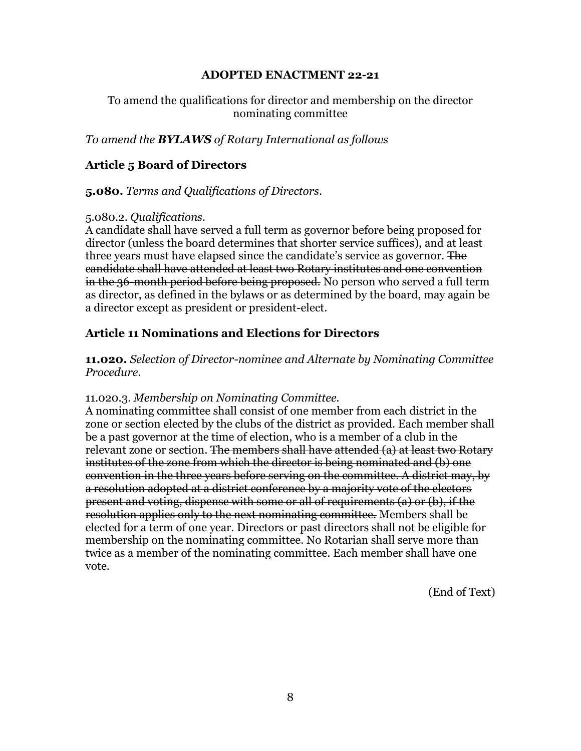**ADOPTED ENACTMENT 22-21**

To amend the qualifications for director and membership on the director nominating committee

*To amend the **BYLAWS** of Rotary International as follows*

## Article 5 Board of Directors

**5.080.** *Terms and Qualifications of Directors.*

5.080.2. *Qualifications.*
A candidate shall have served a full term as governor before being proposed for director (unless the board determines that shorter service suffices), and at least three years must have elapsed since the candidate's service as governor. ~~The candidate shall have attended at least two Rotary institutes and one convention in the 36-month period before being proposed.~~ No person who served a full term as director, as defined in the bylaws or as determined by the board, may again be a director except as president or president-elect.

## Article 11 Nominations and Elections for Directors

**11.020.** *Selection of Director-nominee and Alternate by Nominating Committee Procedure.*

11.020.3. *Membership on Nominating Committee.*
A nominating committee shall consist of one member from each district in the zone or section elected by the clubs of the district as provided. Each member shall be a past governor at the time of election, who is a member of a club in the relevant zone or section. ~~The members shall have attended (a) at least two Rotary institutes of the zone from which the director is being nominated and (b) one convention in the three years before serving on the committee. A district may, by a resolution adopted at a district conference by a majority vote of the electors present and voting, dispense with some or all of requirements (a) or (b), if the resolution applies only to the next nominating committee.~~ Members shall be elected for a term of one year. Directors or past directors shall not be eligible for membership on the nominating committee. No Rotarian shall serve more than twice as a member of the nominating committee. Each member shall have one vote.

(End of Text)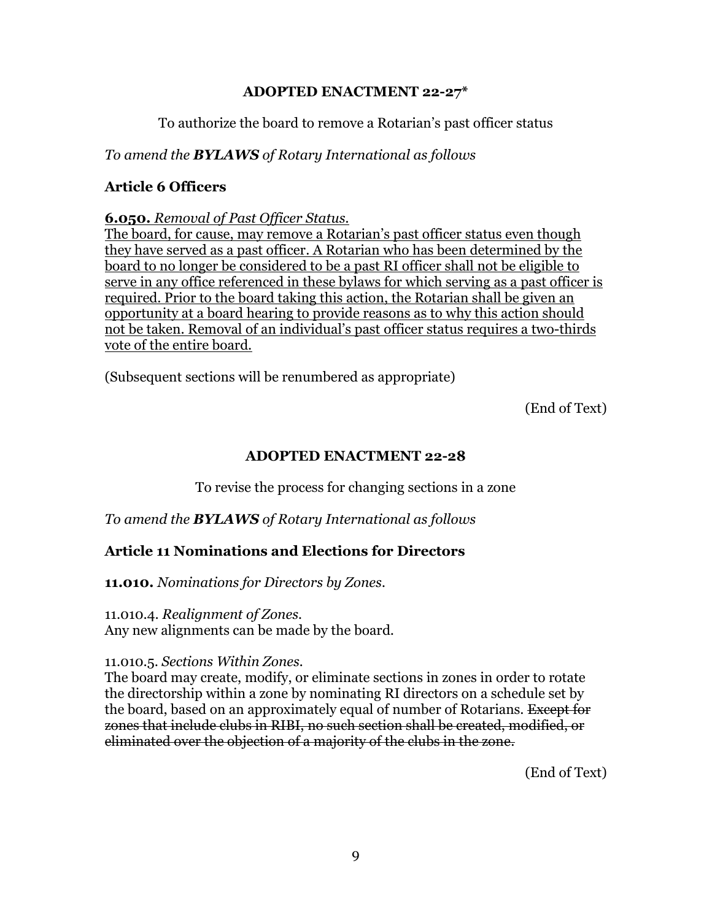## ADOPTED ENACTMENT 22-27*

To authorize the board to remove a Rotarian's past officer status

*To amend the **BYLAWS** of Rotary International as follows*

### Article 6 Officers

**6.050.** *Removal of Past Officer Status.*
<u>The board, for cause, may remove a Rotarian's past officer status even though they have served as a past officer. A Rotarian who has been determined by the board to no longer be considered to be a past RI officer shall not be eligible to serve in any office referenced in these bylaws for which serving as a past officer is required. Prior to the board taking this action, the Rotarian shall be given an opportunity at a board hearing to provide reasons as to why this action should not be taken. Removal of an individual's past officer status requires a two-thirds vote of the entire board.</u>

(Subsequent sections will be renumbered as appropriate)

(End of Text)

## ADOPTED ENACTMENT 22-28

To revise the process for changing sections in a zone

*To amend the **BYLAWS** of Rotary International as follows*

### Article 11 Nominations and Elections for Directors

**11.010.** *Nominations for Directors by Zones.*

11.010.4. *Realignment of Zones.*
Any new alignments can be made by the board.

11.010.5. *Sections Within Zones.*
The board may create, modify, or eliminate sections in zones in order to rotate the directorship within a zone by nominating RI directors on a schedule set by the board, based on an approximately equal of number of Rotarians. ~~Except for zones that include clubs in RIBI, no such section shall be created, modified, or eliminated over the objection of a majority of the clubs in the zone.~~

(End of Text)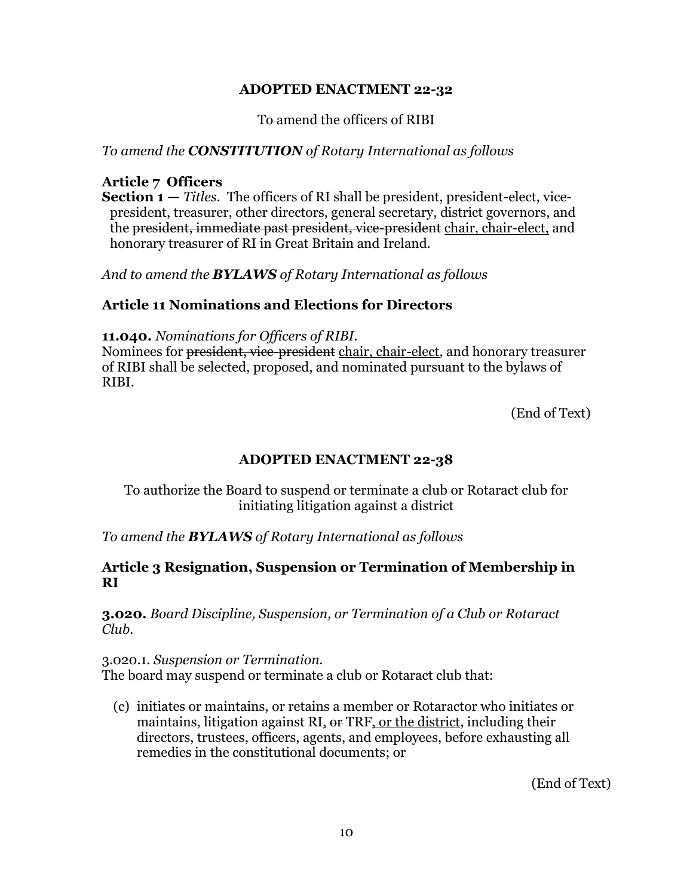## ADOPTED ENACTMENT 22-32

To amend the officers of RIBI

*To amend the **CONSTITUTION** of Rotary International as follows*

**Article 7 Officers**

**Section 1 —** *Titles.* The officers of RI shall be president, president-elect, vice-president, treasurer, other directors, general secretary, district governors, and the ~~president, immediate past president, vice-president~~ <u>chair, chair-elect,</u> and honorary treasurer of RI in Great Britain and Ireland.

*And to amend the **BYLAWS** of Rotary International as follows*

**Article 11 Nominations and Elections for Directors**

**11.040.** *Nominations for Officers of RIBI.*
Nominees for ~~president, vice-president~~ <u>chair, chair-elect</u>, and honorary treasurer of RIBI shall be selected, proposed, and nominated pursuant to the bylaws of RIBI.

(End of Text)

## ADOPTED ENACTMENT 22-38

To authorize the Board to suspend or terminate a club or Rotaract club for initiating litigation against a district

*To amend the **BYLAWS** of Rotary International as follows*

**Article 3 Resignation, Suspension or Termination of Membership in RI**

**3.020.** *Board Discipline, Suspension, or Termination of a Club or Rotaract Club.*

3.020.1. *Suspension or Termination.*
The board may suspend or terminate a club or Rotaract club that:

(c) initiates or maintains, or retains a member or Rotaractor who initiates or maintains, litigation against RI~~, or~~ TRF<u>, or the district</u>, including their directors, trustees, officers, agents, and employees, before exhausting all remedies in the constitutional documents; or

(End of Text)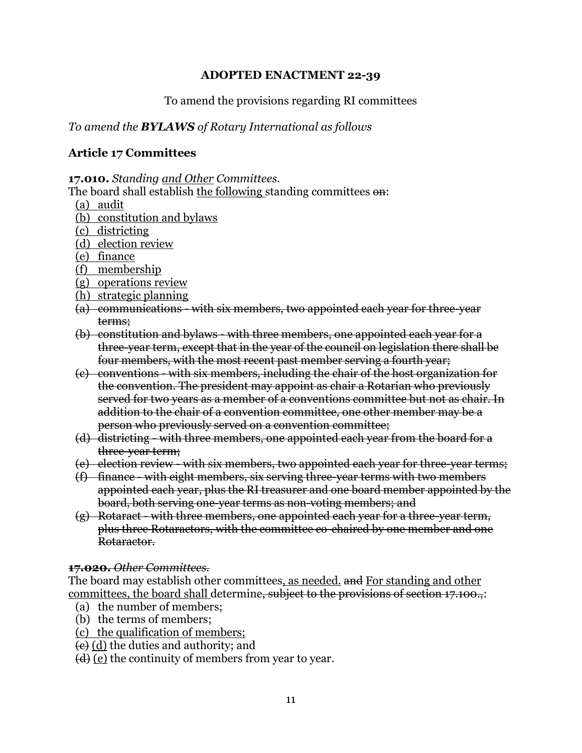**ADOPTED ENACTMENT 22-39**

To amend the provisions regarding RI committees

*To amend the **BYLAWS** of Rotary International as follows*

## Article 17 Committees

**17.010.** *Standing <u>and Other</u> Committees.*
The board shall establish <u>the following</u> standing committees ~~on~~:

<u>(a) audit</u>
<u>(b) constitution and bylaws</u>
<u>(c) districting</u>
<u>(d) election review</u>
<u>(e) finance</u>
<u>(f) membership</u>
<u>(g) operations review</u>
<u>(h) strategic planning</u>
~~(a) communications - with six members, two appointed each year for three-year terms;~~
~~(b) constitution and bylaws - with three members, one appointed each year for a three-year term, except that in the year of the council on legislation there shall be four members, with the most recent past member serving a fourth year;~~
~~(c) conventions - with six members, including the chair of the host organization for the convention. The president may appoint as chair a Rotarian who previously served for two years as a member of a conventions committee but not as chair. In addition to the chair of a convention committee, one other member may be a person who previously served on a convention committee;~~
~~(d) districting - with three members, one appointed each year from the board for a three-year term;~~
~~(e) election review - with six members, two appointed each year for three-year terms;~~
~~(f) finance - with eight members, six serving three-year terms with two members appointed each year, plus the RI treasurer and one board member appointed by the board, both serving one-year terms as non-voting members; and~~
~~(g) Rotaract - with three members, one appointed each year for a three-year term, plus three Rotaractors, with the committee co-chaired by one member and one Rotaractor.~~

~~**17.020.** *Other Committees.*~~
The board may establish other committees<u>, as needed.</u> ~~and~~ <u>For standing and other committees, the board shall</u> determine~~, subject to the provisions of section 17.100.,~~:

(a) the number of members;
(b) the terms of members;
<u>(c) the qualification of members;</u>
~~(c)~~ <u>(d)</u> the duties and authority; and
~~(d)~~ <u>(e)</u> the continuity of members from year to year.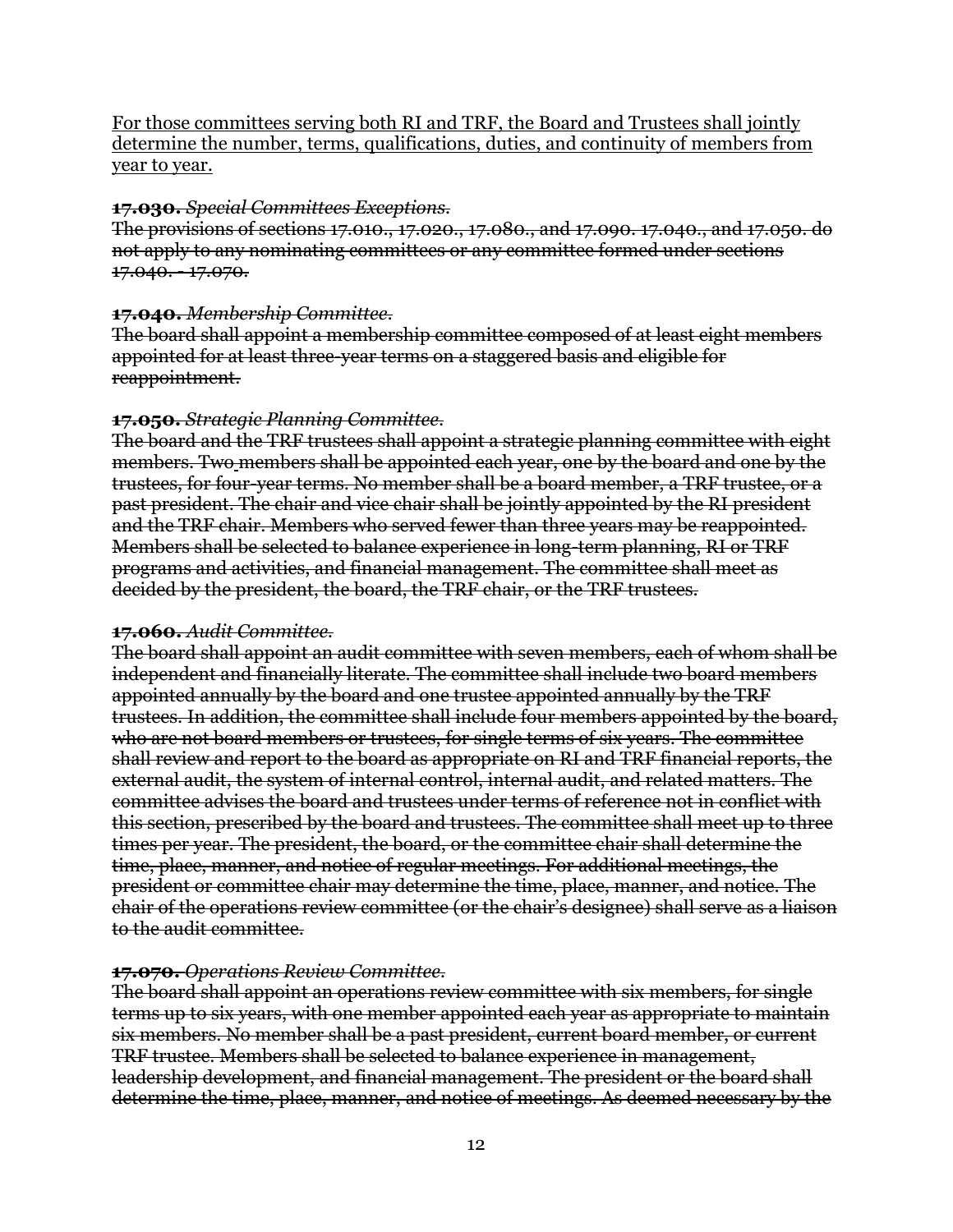<u>For those committees serving both RI and TRF, the Board and Trustees shall jointly determine the number, terms, qualifications, duties, and continuity of members from year to year.</u>

~~**17.030.** *Special Committees Exceptions.*~~
~~The provisions of sections 17.010., 17.020., 17.080., and 17.090. 17.040., and 17.050. do not apply to any nominating committees or any committee formed under sections 17.040. - 17.070.~~

~~**17.040.** *Membership Committee.*~~
~~The board shall appoint a membership committee composed of at least eight members appointed for at least three-year terms on a staggered basis and eligible for reappointment.~~

~~**17.050.** *Strategic Planning Committee.*~~
~~The board and the TRF trustees shall appoint a strategic planning committee with eight members. Two members shall be appointed each year, one by the board and one by the trustees, for four-year terms. No member shall be a board member, a TRF trustee, or a past president. The chair and vice chair shall be jointly appointed by the RI president and the TRF chair. Members who served fewer than three years may be reappointed. Members shall be selected to balance experience in long-term planning, RI or TRF programs and activities, and financial management. The committee shall meet as decided by the president, the board, the TRF chair, or the TRF trustees.~~

~~**17.060.** *Audit Committee.*~~
~~The board shall appoint an audit committee with seven members, each of whom shall be independent and financially literate. The committee shall include two board members appointed annually by the board and one trustee appointed annually by the TRF trustees. In addition, the committee shall include four members appointed by the board, who are not board members or trustees, for single terms of six years. The committee shall review and report to the board as appropriate on RI and TRF financial reports, the external audit, the system of internal control, internal audit, and related matters. The committee advises the board and trustees under terms of reference not in conflict with this section, prescribed by the board and trustees. The committee shall meet up to three times per year. The president, the board, or the committee chair shall determine the time, place, manner, and notice of regular meetings. For additional meetings, the president or committee chair may determine the time, place, manner, and notice. The chair of the operations review committee (or the chair's designee) shall serve as a liaison to the audit committee.~~

~~**17.070.** *Operations Review Committee.*~~
~~The board shall appoint an operations review committee with six members, for single terms up to six years, with one member appointed each year as appropriate to maintain six members. No member shall be a past president, current board member, or current TRF trustee. Members shall be selected to balance experience in management, leadership development, and financial management. The president or the board shall determine the time, place, manner, and notice of meetings. As deemed necessary by the~~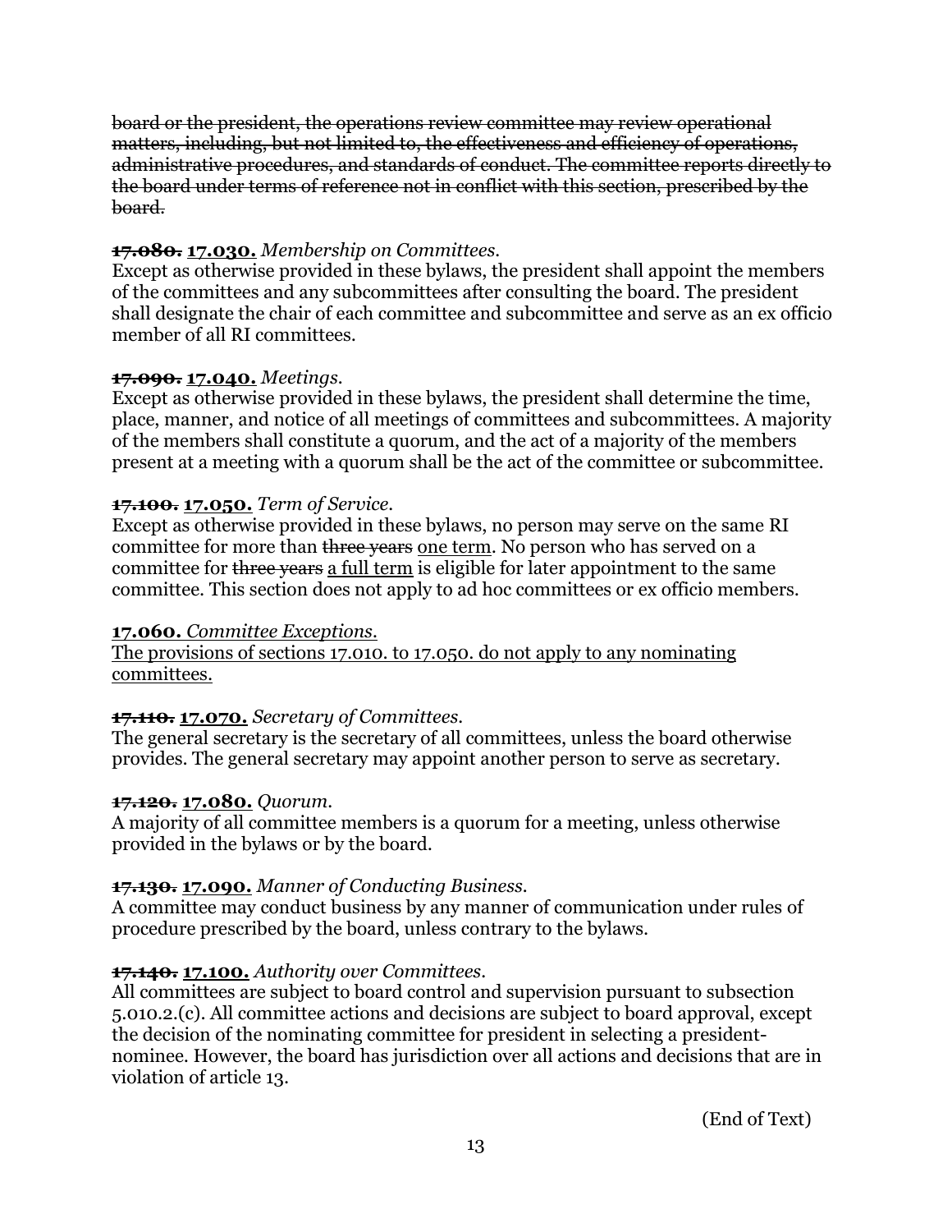~~board or the president, the operations review committee may review operational matters, including, but not limited to, the effectiveness and efficiency of operations, administrative procedures, and standards of conduct. The committee reports directly to the board under terms of reference not in conflict with this section, prescribed by the board.~~

**~~17.080.~~ <u>17.030.</u>** *Membership on Committees.*
Except as otherwise provided in these bylaws, the president shall appoint the members of the committees and any subcommittees after consulting the board. The president shall designate the chair of each committee and subcommittee and serve as an ex officio member of all RI committees.

**~~17.090.~~ <u>17.040.</u>** *Meetings.*
Except as otherwise provided in these bylaws, the president shall determine the time, place, manner, and notice of all meetings of committees and subcommittees. A majority of the members shall constitute a quorum, and the act of a majority of the members present at a meeting with a quorum shall be the act of the committee or subcommittee.

**~~17.100.~~ <u>17.050.</u>** *Term of Service.*
Except as otherwise provided in these bylaws, no person may serve on the same RI committee for more than ~~three years~~ <u>one term</u>. No person who has served on a committee for ~~three years~~ <u>a full term</u> is eligible for later appointment to the same committee. This section does not apply to ad hoc committees or ex officio members.

**<u>17.060.</u>** <u>*Committee Exceptions.*</u>
<u>The provisions of sections 17.010. to 17.050. do not apply to any nominating committees.</u>

**~~17.110.~~ <u>17.070.</u>** *Secretary of Committees.*
The general secretary is the secretary of all committees, unless the board otherwise provides. The general secretary may appoint another person to serve as secretary.

**~~17.120.~~ <u>17.080.</u>** *Quorum.*
A majority of all committee members is a quorum for a meeting, unless otherwise provided in the bylaws or by the board.

**~~17.130.~~ <u>17.090.</u>** *Manner of Conducting Business.*
A committee may conduct business by any manner of communication under rules of procedure prescribed by the board, unless contrary to the bylaws.

**~~17.140.~~ <u>17.100.</u>** *Authority over Committees.*
All committees are subject to board control and supervision pursuant to subsection 5.010.2.(c). All committee actions and decisions are subject to board approval, except the decision of the nominating committee for president in selecting a president-nominee. However, the board has jurisdiction over all actions and decisions that are in violation of article 13.

(End of Text)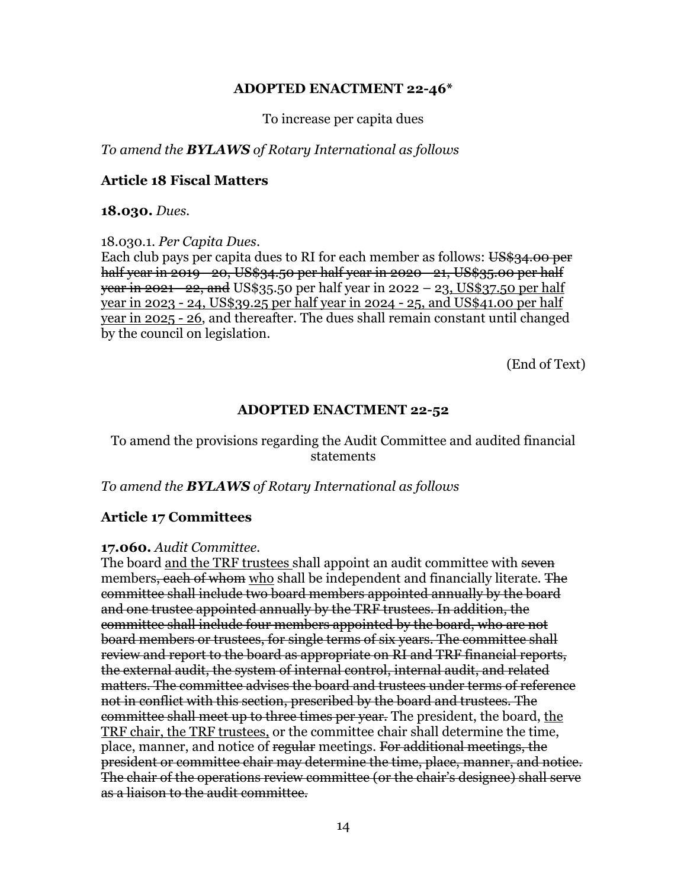### ADOPTED ENACTMENT 22-46*

To increase per capita dues

*To amend the **BYLAWS** of Rotary International as follows*

#### Article 18 Fiscal Matters

**18.030.** *Dues.*

18.030.1. *Per Capita Dues.*
Each club pays per capita dues to RI for each member as follows: ~~US$34.00 per half year in 2019 – 20, US$34.50 per half year in 2020 – 21, US$35.00 per half year in 2021 – 22, and~~ US$35.50 per half year in 2022 – 23<u>, US$37.50 per half year in 2023 - 24, US$39.25 per half year in 2024 - 25, and US$41.00 per half year in 2025 - 26</u>, and thereafter. The dues shall remain constant until changed by the council on legislation.

(End of Text)

### ADOPTED ENACTMENT 22-52

To amend the provisions regarding the Audit Committee and audited financial statements

*To amend the **BYLAWS** of Rotary International as follows*

#### Article 17 Committees

**17.060.** *Audit Committee.*
The board <u>and the TRF trustees</u> shall appoint an audit committee with ~~seven~~ members~~, each of whom~~ <u>who</u> shall be independent and financially literate. ~~The committee shall include two board members appointed annually by the board and one trustee appointed annually by the TRF trustees. In addition, the committee shall include four members appointed by the board, who are not board members or trustees, for single terms of six years. The committee shall review and report to the board as appropriate on RI and TRF financial reports, the external audit, the system of internal control, internal audit, and related matters. The committee advises the board and trustees under terms of reference not in conflict with this section, prescribed by the board and trustees. The committee shall meet up to three times per year.~~ The president, the board, <u>the TRF chair, the TRF trustees,</u> or the committee chair shall determine the time, place, manner, and notice of ~~regular~~ meetings. ~~For additional meetings, the president or committee chair may determine the time, place, manner, and notice. The chair of the operations review committee (or the chair's designee) shall serve as a liaison to the audit committee.~~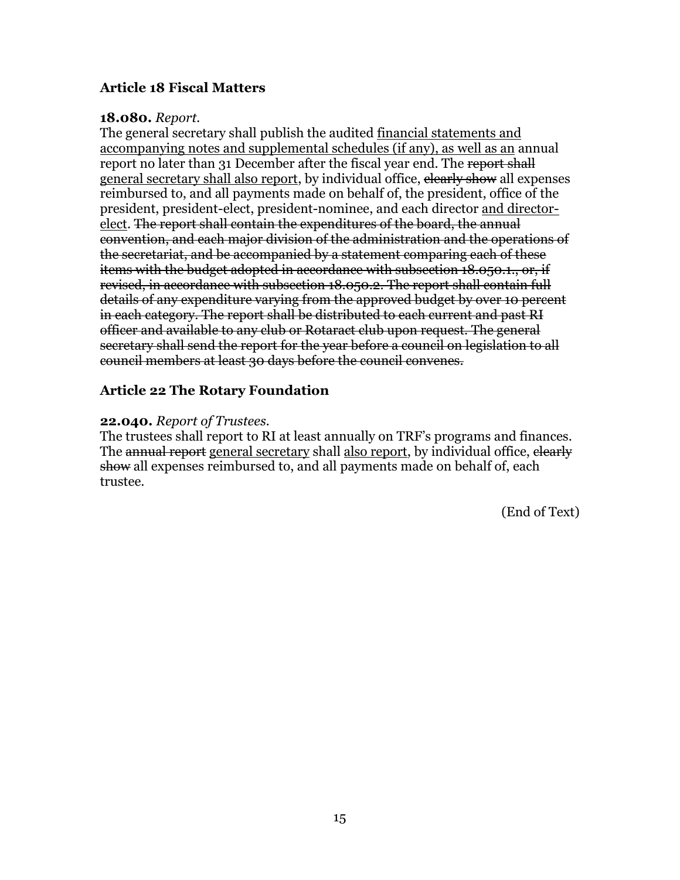### Article 18 Fiscal Matters

**18.080.** *Report.*
The general secretary shall publish the audited <u>financial statements and accompanying notes and supplemental schedules (if any), as well as an</u> annual report no later than 31 December after the fiscal year end. The ~~report shall~~ <u>general secretary shall also report</u>, by individual office, ~~clearly show~~ all expenses reimbursed to, and all payments made on behalf of, the president, office of the president, president-elect, president-nominee, and each director <u>and director-elect</u>. ~~The report shall contain the expenditures of the board, the annual convention, and each major division of the administration and the operations of the secretariat, and be accompanied by a statement comparing each of these items with the budget adopted in accordance with subsection 18.050.1., or, if revised, in accordance with subsection 18.050.2. The report shall contain full details of any expenditure varying from the approved budget by over 10 percent in each category. The report shall be distributed to each current and past RI officer and available to any club or Rotaract club upon request. The general secretary shall send the report for the year before a council on legislation to all council members at least 30 days before the council convenes.~~

### Article 22 The Rotary Foundation

**22.040.** *Report of Trustees.*
The trustees shall report to RI at least annually on TRF's programs and finances. The ~~annual report~~ <u>general secretary</u> shall <u>also report</u>, by individual office, ~~clearly show~~ all expenses reimbursed to, and all payments made on behalf of, each trustee.

(End of Text)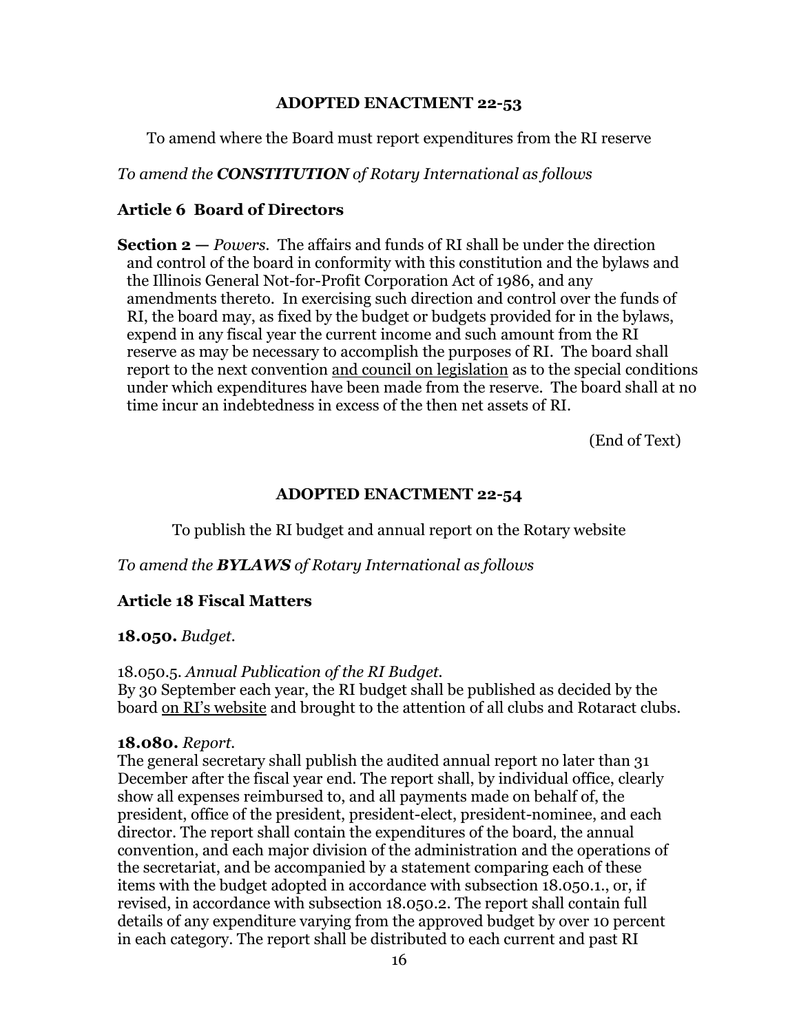## ADOPTED ENACTMENT 22-53

To amend where the Board must report expenditures from the RI reserve

*To amend the **CONSTITUTION** of Rotary International as follows*

### Article 6 Board of Directors

**Section 2 —** *Powers.* The affairs and funds of RI shall be under the direction and control of the board in conformity with this constitution and the bylaws and the Illinois General Not-for-Profit Corporation Act of 1986, and any amendments thereto. In exercising such direction and control over the funds of RI, the board may, as fixed by the budget or budgets provided for in the bylaws, expend in any fiscal year the current income and such amount from the RI reserve as may be necessary to accomplish the purposes of RI. The board shall report to the next convention <u>and council on legislation</u> as to the special conditions under which expenditures have been made from the reserve. The board shall at no time incur an indebtedness in excess of the then net assets of RI.

(End of Text)

## ADOPTED ENACTMENT 22-54

To publish the RI budget and annual report on the Rotary website

*To amend the **BYLAWS** of Rotary International as follows*

### Article 18 Fiscal Matters

**18.050.** *Budget.*

18.050.5. *Annual Publication of the RI Budget.*
By 30 September each year, the RI budget shall be published as decided by the board <u>on RI's website</u> and brought to the attention of all clubs and Rotaract clubs.

**18.080.** *Report.*
The general secretary shall publish the audited annual report no later than 31 December after the fiscal year end. The report shall, by individual office, clearly show all expenses reimbursed to, and all payments made on behalf of, the president, office of the president, president-elect, president-nominee, and each director. The report shall contain the expenditures of the board, the annual convention, and each major division of the administration and the operations of the secretariat, and be accompanied by a statement comparing each of these items with the budget adopted in accordance with subsection 18.050.1., or, if revised, in accordance with subsection 18.050.2. The report shall contain full details of any expenditure varying from the approved budget by over 10 percent in each category. The report shall be distributed to each current and past RI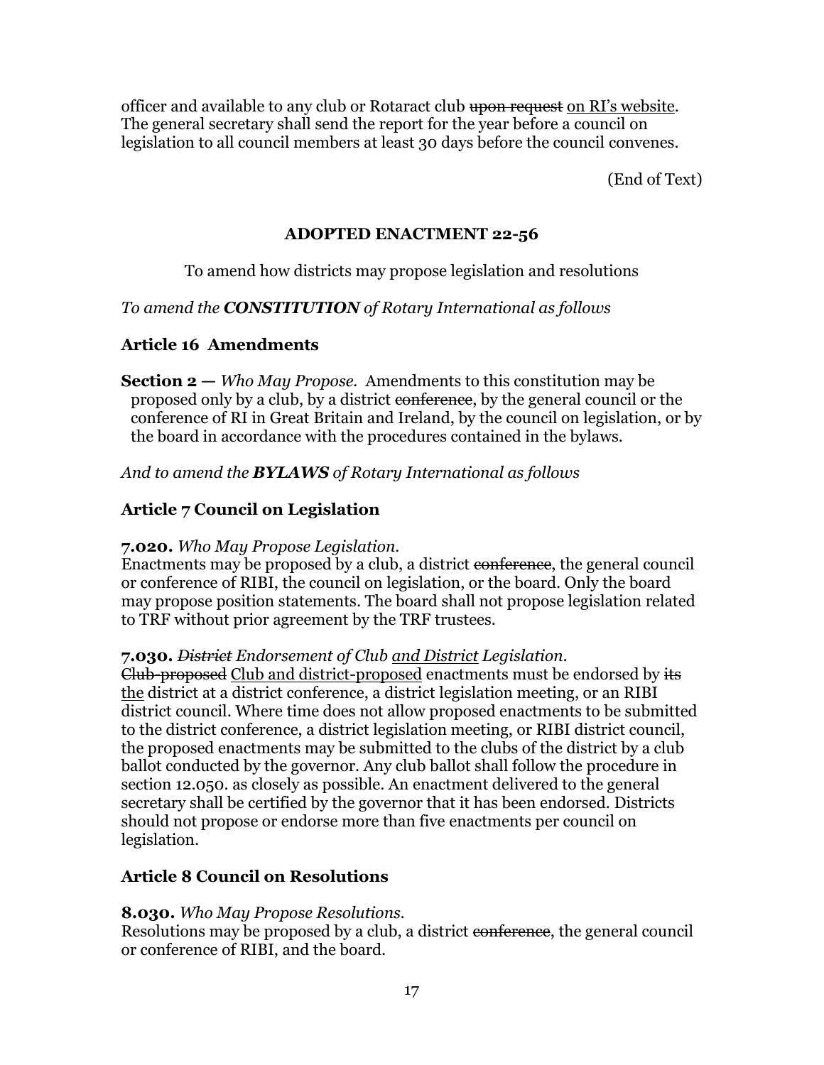officer and available to any club or Rotaract club ~~upon request~~ <u>on RI's website</u>. The general secretary shall send the report for the year before a council on legislation to all council members at least 30 days before the council convenes.

(End of Text)

## ADOPTED ENACTMENT 22-56

To amend how districts may propose legislation and resolutions

*To amend the **CONSTITUTION** of Rotary International as follows*

### Article 16 Amendments

**Section 2 —** *Who May Propose.* Amendments to this constitution may be proposed only by a club, by a district ~~conference~~, by the general council or the conference of RI in Great Britain and Ireland, by the council on legislation, or by the board in accordance with the procedures contained in the bylaws.

*And to amend the **BYLAWS** of Rotary International as follows*

### Article 7 Council on Legislation

**7.020.** *Who May Propose Legislation.*
Enactments may be proposed by a club, a district ~~conference~~, the general council or conference of RIBI, the council on legislation, or the board. Only the board may propose position statements. The board shall not propose legislation related to TRF without prior agreement by the TRF trustees.

**7.030.** *~~District~~ Endorsement of Club <u>and District</u> Legislation.*
~~Club-proposed~~ <u>Club and district-proposed</u> enactments must be endorsed by ~~its~~ <u>the</u> district at a district conference, a district legislation meeting, or an RIBI district council. Where time does not allow proposed enactments to be submitted to the district conference, a district legislation meeting, or RIBI district council, the proposed enactments may be submitted to the clubs of the district by a club ballot conducted by the governor. Any club ballot shall follow the procedure in section 12.050. as closely as possible. An enactment delivered to the general secretary shall be certified by the governor that it has been endorsed. Districts should not propose or endorse more than five enactments per council on legislation.

### Article 8 Council on Resolutions

**8.030.** *Who May Propose Resolutions.*
Resolutions may be proposed by a club, a district ~~conference~~, the general council or conference of RIBI, and the board.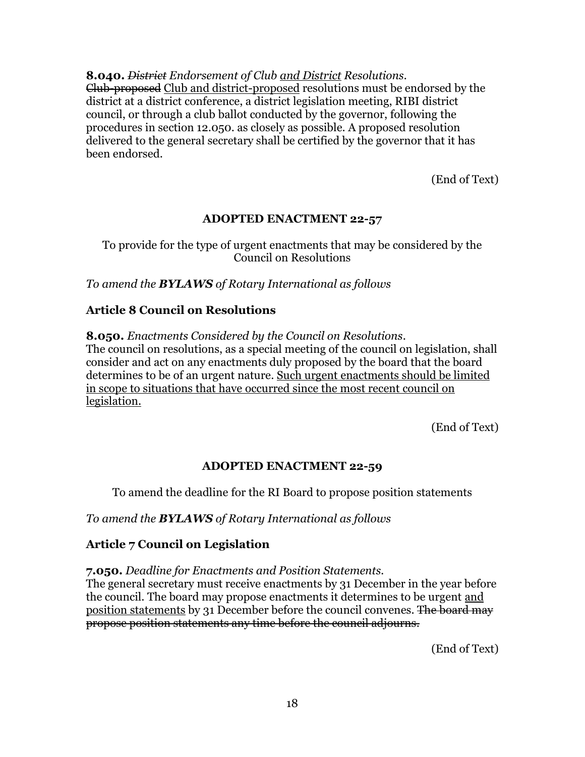**8.040.** ~~*District*~~ *Endorsement of Club* <u>*and District*</u> *Resolutions.*
~~Club-proposed~~ <u>Club and district-proposed</u> resolutions must be endorsed by the district at a district conference, a district legislation meeting, RIBI district council, or through a club ballot conducted by the governor, following the procedures in section 12.050. as closely as possible. A proposed resolution delivered to the general secretary shall be certified by the governor that it has been endorsed.

(End of Text)

## ADOPTED ENACTMENT 22-57

To provide for the type of urgent enactments that may be considered by the Council on Resolutions

*To amend the **BYLAWS** of Rotary International as follows*

### Article 8 Council on Resolutions

**8.050.** *Enactments Considered by the Council on Resolutions.*
The council on resolutions, as a special meeting of the council on legislation, shall consider and act on any enactments duly proposed by the board that the board determines to be of an urgent nature. <u>Such urgent enactments should be limited in scope to situations that have occurred since the most recent council on legislation.</u>

(End of Text)

## ADOPTED ENACTMENT 22-59

To amend the deadline for the RI Board to propose position statements

*To amend the **BYLAWS** of Rotary International as follows*

### Article 7 Council on Legislation

**7.050.** *Deadline for Enactments and Position Statements.*
The general secretary must receive enactments by 31 December in the year before the council. The board may propose enactments it determines to be urgent <u>and position statements</u> by 31 December before the council convenes. ~~The board may propose position statements any time before the council adjourns.~~

(End of Text)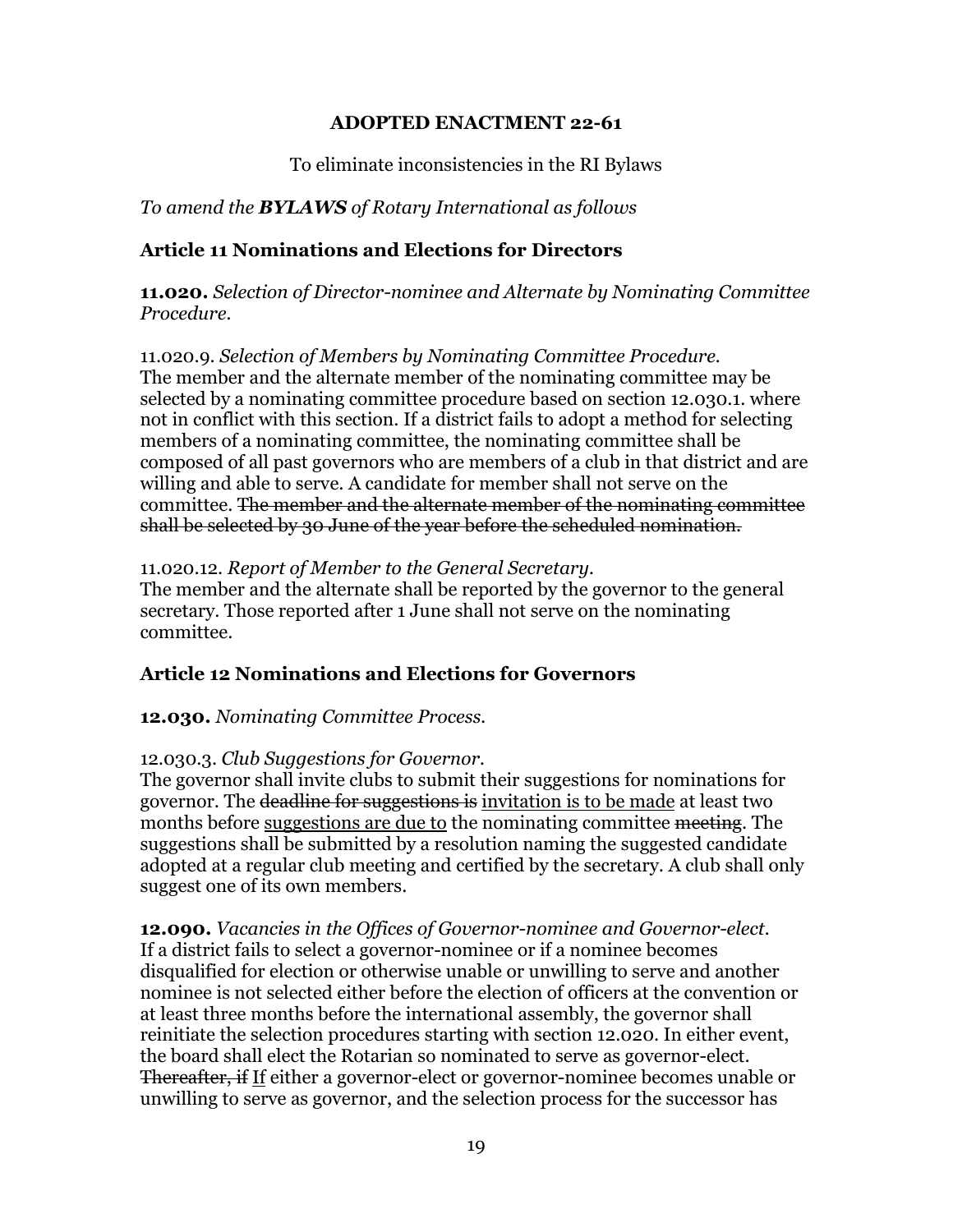## ADOPTED ENACTMENT 22-61

To eliminate inconsistencies in the RI Bylaws

*To amend the **BYLAWS** of Rotary International as follows*

### Article 11 Nominations and Elections for Directors

**11.020.** *Selection of Director-nominee and Alternate by Nominating Committee Procedure.*

11.020.9. *Selection of Members by Nominating Committee Procedure.*
The member and the alternate member of the nominating committee may be selected by a nominating committee procedure based on section 12.030.1. where not in conflict with this section. If a district fails to adopt a method for selecting members of a nominating committee, the nominating committee shall be composed of all past governors who are members of a club in that district and are willing and able to serve. A candidate for member shall not serve on the committee. ~~The member and the alternate member of the nominating committee shall be selected by 30 June of the year before the scheduled nomination.~~

11.020.12. *Report of Member to the General Secretary.*
The member and the alternate shall be reported by the governor to the general secretary. Those reported after 1 June shall not serve on the nominating committee.

### Article 12 Nominations and Elections for Governors

**12.030.** *Nominating Committee Process.*

12.030.3. *Club Suggestions for Governor.*
The governor shall invite clubs to submit their suggestions for nominations for governor. The ~~deadline for suggestions is~~ <u>invitation is to be made</u> at least two months before <u>suggestions are due to</u> the nominating committee ~~meeting~~. The suggestions shall be submitted by a resolution naming the suggested candidate adopted at a regular club meeting and certified by the secretary. A club shall only suggest one of its own members.

**12.090.** *Vacancies in the Offices of Governor-nominee and Governor-elect.*
If a district fails to select a governor-nominee or if a nominee becomes disqualified for election or otherwise unable or unwilling to serve and another nominee is not selected either before the election of officers at the convention or at least three months before the international assembly, the governor shall reinitiate the selection procedures starting with section 12.020. In either event, the board shall elect the Rotarian so nominated to serve as governor-elect. ~~Thereafter, if~~ <u>If</u> either a governor-elect or governor-nominee becomes unable or unwilling to serve as governor, and the selection process for the successor has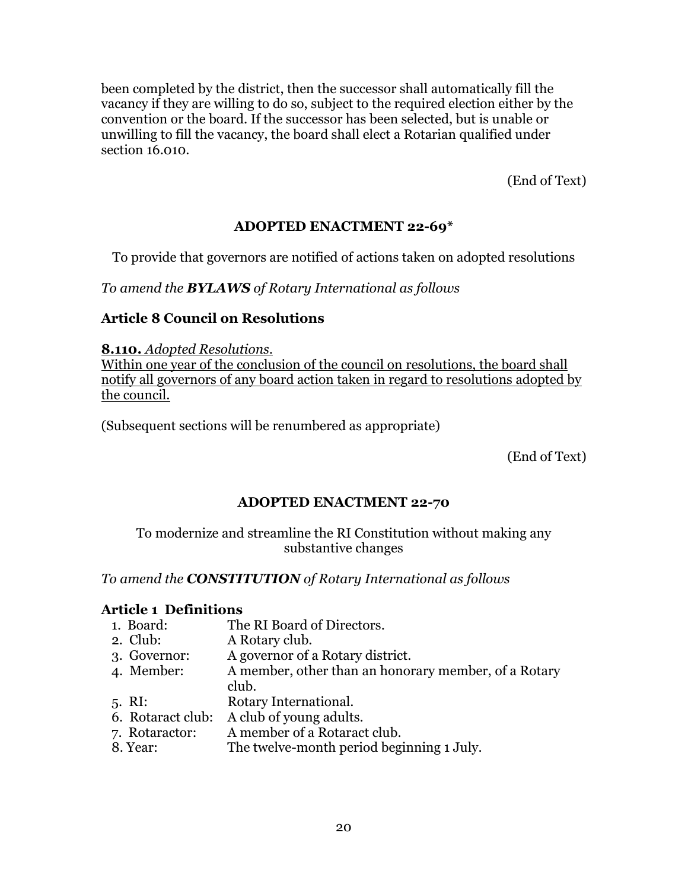been completed by the district, then the successor shall automatically fill the vacancy if they are willing to do so, subject to the required election either by the convention or the board. If the successor has been selected, but is unable or unwilling to fill the vacancy, the board shall elect a Rotarian qualified under section 16.010.

(End of Text)

## ADOPTED ENACTMENT 22-69*

To provide that governors are notified of actions taken on adopted resolutions

*To amend the **BYLAWS** of Rotary International as follows*

### Article 8 Council on Resolutions

<u>**8.110.** *Adopted Resolutions.*</u>
<u>Within one year of the conclusion of the council on resolutions, the board shall notify all governors of any board action taken in regard to resolutions adopted by the council.</u>

(Subsequent sections will be renumbered as appropriate)

(End of Text)

## ADOPTED ENACTMENT 22-70

To modernize and streamline the RI Constitution without making any substantive changes

*To amend the **CONSTITUTION** of Rotary International as follows*

### Article 1 Definitions

1. Board: The RI Board of Directors.
2. Club: A Rotary club.
3. Governor: A governor of a Rotary district.
4. Member: A member, other than an honorary member, of a Rotary club.
5. RI: Rotary International.
6. Rotaract club: A club of young adults.
7. Rotaractor: A member of a Rotaract club.
8. Year: The twelve-month period beginning 1 July.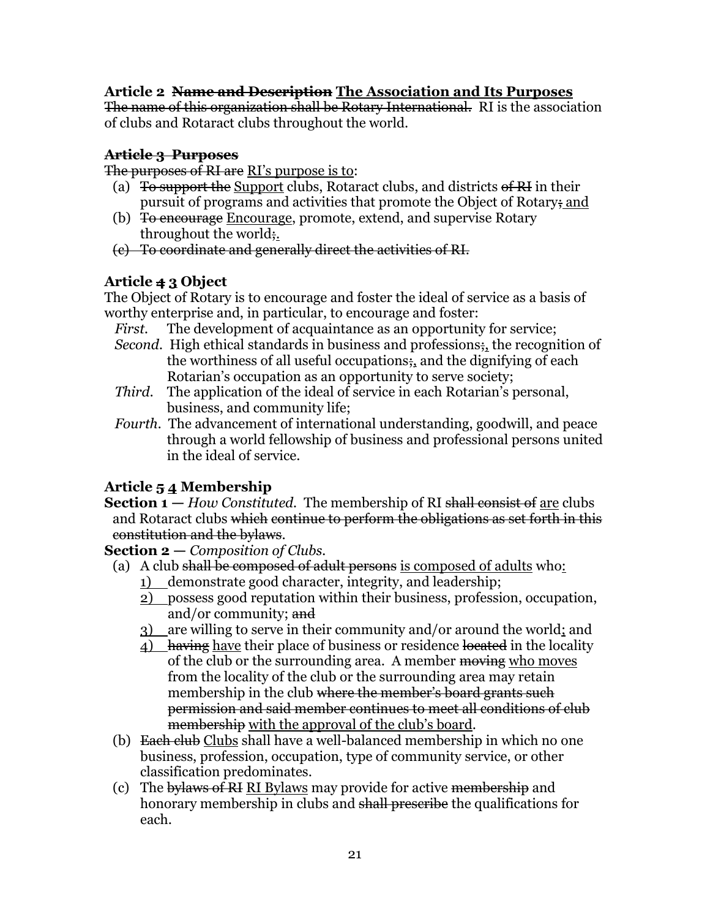**Article 2 ~~Name and Description~~ <u>The Association and Its Purposes</u>**
~~The name of this organization shall be Rotary International.~~ RI is the association of clubs and Rotaract clubs throughout the world.

**~~Article 3 Purposes~~**
~~The purposes of RI are~~ <u>RI's purpose is to</u>:

(a) ~~To support the~~ <u>Support</u> clubs, Rotaract clubs, and districts ~~of RI~~ in their pursuit of programs and activities that promote the Object of Rotary~~;~~<u>; and</u>
(b) ~~To encourage~~ <u>Encourage</u>, promote, extend, and supervise Rotary throughout the world~~;~~<u>.</u>
~~(c) To coordinate and generally direct the activities of RI.~~

**Article ~~4~~ <u>3</u> Object**
The Object of Rotary is to encourage and foster the ideal of service as a basis of worthy enterprise and, in particular, to encourage and foster:

*First.* The development of acquaintance as an opportunity for service;
*Second.* High ethical standards in business and professions~~;~~<u>,</u> the recognition of the worthiness of all useful occupations~~;~~<u>,</u> and the dignifying of each Rotarian's occupation as an opportunity to serve society;
*Third.* The application of the ideal of service in each Rotarian's personal, business, and community life;
*Fourth.* The advancement of international understanding, goodwill, and peace through a world fellowship of business and professional persons united in the ideal of service.

**Article ~~5~~ <u>4</u> Membership**
**Section 1 —** *How Constituted.* The membership of RI ~~shall consist of~~ <u>are</u> clubs and Rotaract clubs ~~which continue to perform the obligations as set forth in this constitution and the bylaws~~.
**Section 2 —** *Composition of Clubs.*

(a) A club ~~shall be composed of adult persons~~ <u>is composed of adults</u> who<u>:</u>
  <u>1)</u> demonstrate good character, integrity, and leadership;
  <u>2)</u> possess good reputation within their business, profession, occupation, and/or community; ~~and~~
  <u>3)</u> are willing to serve in their community and/or around the world<u>;</u> and
  <u>4)</u> ~~having~~ <u>have</u> their place of business or residence ~~located~~ in the locality of the club or the surrounding area. A member ~~moving~~ <u>who moves</u> from the locality of the club or the surrounding area may retain membership in the club ~~where the member's board grants such permission and said member continues to meet all conditions of club membership~~ <u>with the approval of the club's board</u>.
(b) ~~Each club~~ <u>Clubs</u> shall have a well-balanced membership in which no one business, profession, occupation, type of community service, or other classification predominates.
(c) The ~~bylaws of RI~~ <u>RI Bylaws</u> may provide for active ~~membership~~ and honorary membership in clubs and ~~shall prescribe~~ the qualifications for each.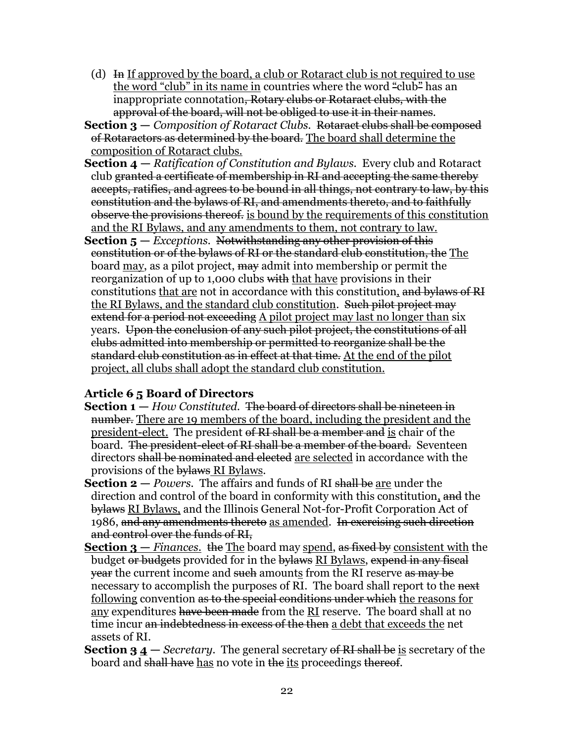(d) ~~In~~ If approved by the board, a club or Rotaract club is not required to use the word "club" in its name in countries where the word ~~"~~club~~"~~ has an inappropriate connotation~~, Rotary clubs or Rotaract clubs, with the approval of the board, will not be obliged to use it in their names~~.

**Section 3 —** *Composition of Rotaract Clubs.* ~~Rotaract clubs shall be composed of Rotaractors as determined by the board.~~ The board shall determine the composition of Rotaract clubs.

**Section 4 —** *Ratification of Constitution and Bylaws.* Every club and Rotaract club ~~granted a certificate of membership in RI and accepting the same thereby accepts, ratifies, and agrees to be bound in all things, not contrary to law, by this constitution and the bylaws of RI, and amendments thereto, and to faithfully observe the provisions thereof.~~ is bound by the requirements of this constitution and the RI Bylaws, and any amendments to them, not contrary to law.

**Section 5 —** *Exceptions.* ~~Notwithstanding any other provision of this constitution or of the bylaws of RI or the standard club constitution, the~~ The board may, as a pilot project, ~~may~~ admit into membership or permit the reorganization of up to 1,000 clubs ~~with~~ that have provisions in their constitutions that are not in accordance with this constitution, ~~and bylaws of RI~~ the RI Bylaws, and the standard club constitution. ~~Such pilot project may extend for a period not exceeding~~ A pilot project may last no longer than six years. ~~Upon the conclusion of any such pilot project, the constitutions of all clubs admitted into membership or permitted to reorganize shall be the standard club constitution as in effect at that time.~~ At the end of the pilot project, all clubs shall adopt the standard club constitution.

### Article ~~6~~ 5 Board of Directors

**Section 1 —** *How Constituted.* ~~The board of directors shall be nineteen in number.~~ There are 19 members of the board, including the president and the president-elect. The president ~~of RI shall be a member and~~ is chair of the board. ~~The president-elect of RI shall be a member of the board.~~ Seventeen directors ~~shall be nominated and elected~~ are selected in accordance with the provisions of the ~~bylaws~~ RI Bylaws.

**Section 2 —** *Powers.* The affairs and funds of RI ~~shall be~~ are under the direction and control of the board in conformity with this constitution, ~~and~~ the ~~bylaws~~ RI Bylaws, and the Illinois General Not-for-Profit Corporation Act of 1986, ~~and any amendments thereto~~ as amended. ~~In exercising such direction and control over the funds of RI,~~

**Section 3 —** *Finances.* ~~the~~ The board may spend, ~~as fixed by~~ consistent with the budget ~~or budgets~~ provided for in the ~~bylaws~~ RI Bylaws, ~~expend in any fiscal year~~ the current income and ~~such~~ amounts from the RI reserve ~~as may be~~ necessary to accomplish the purposes of RI. The board shall report to the ~~next~~ following convention ~~as to the special conditions under which~~ the reasons for any expenditures ~~have been made~~ from the RI reserve. The board shall at no time incur ~~an indebtedness in excess of the then~~ a debt that exceeds the net assets of RI.

**Section ~~3~~ 4 —** *Secretary.* The general secretary ~~of RI shall be~~ is secretary of the board and ~~shall have~~ has no vote in ~~the~~ its proceedings ~~thereof~~.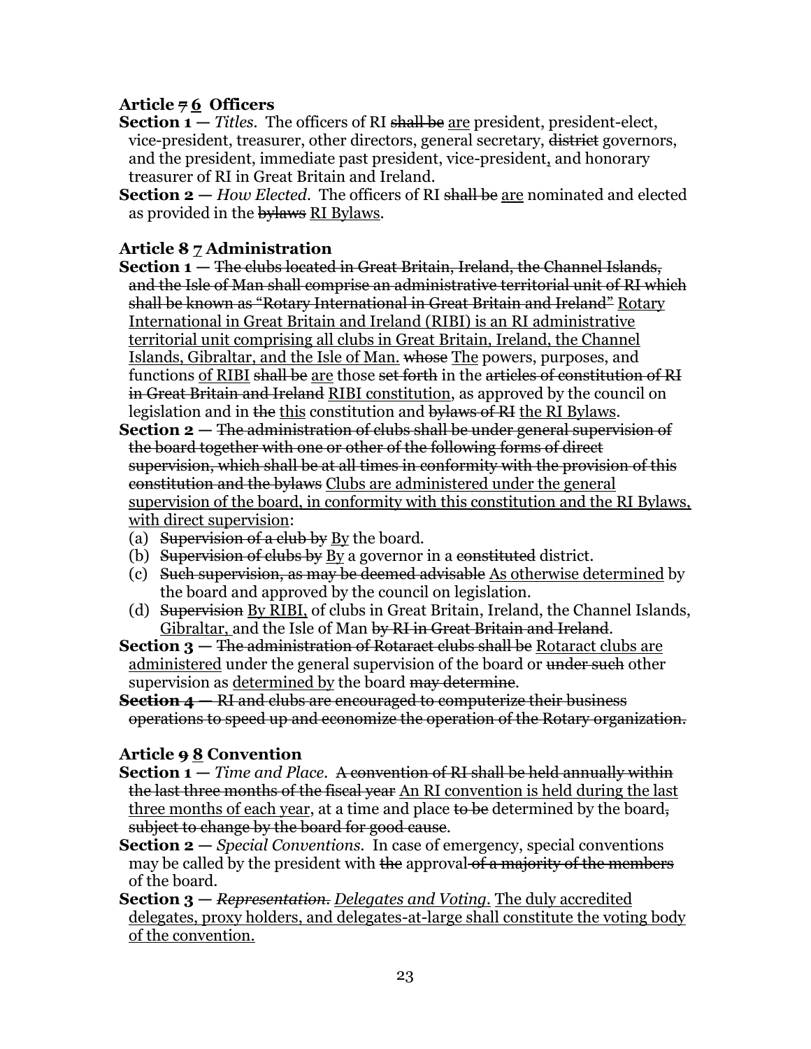### **Article ~~7~~ <u>6</u> Officers**

**Section 1 —** *Titles*. The officers of RI ~~shall be~~ <u>are</u> president, president-elect, vice-president, treasurer, other directors, general secretary, ~~district~~ governors, and the president, immediate past president, vice-president<u>,</u> and honorary treasurer of RI in Great Britain and Ireland.

**Section 2 —** *How Elected*. The officers of RI ~~shall be~~ <u>are</u> nominated and elected as provided in the ~~bylaws~~ <u>RI Bylaws</u>.

### **Article 8 <u>7</u> Administration**

**Section 1 —** ~~The clubs located in Great Britain, Ireland, the Channel Islands, and the Isle of Man shall comprise an administrative territorial unit of RI which shall be known as "Rotary International in Great Britain and Ireland"~~ <u>Rotary International in Great Britain and Ireland (RIBI) is an RI administrative territorial unit comprising all clubs in Great Britain, Ireland, the Channel Islands, Gibraltar, and the Isle of Man.</u> ~~whose~~ <u>The</u> powers, purposes, and functions <u>of RIBI</u> ~~shall be~~ <u>are</u> those ~~set forth~~ in the ~~articles of constitution of RI in Great Britain and Ireland~~ <u>RIBI constitution</u>, as approved by the council on legislation and in ~~the~~ <u>this</u> constitution and ~~bylaws of RI~~ <u>the RI Bylaws</u>.

**Section 2 —** ~~The administration of clubs shall be under general supervision of the board together with one or other of the following forms of direct supervision, which shall be at all times in conformity with the provision of this constitution and the bylaws~~ <u>Clubs are administered under the general supervision of the board, in conformity with this constitution and the RI Bylaws, with direct supervision</u>:

(a) ~~Supervision of a club by~~ <u>By</u> the board.
(b) ~~Supervision of clubs by~~ <u>By</u> a governor in a ~~constituted~~ district.
(c) ~~Such supervision, as may be deemed advisable~~ <u>As otherwise determined</u> by the board and approved by the council on legislation.
(d) ~~Supervision~~ <u>By RIBI,</u> of clubs in Great Britain, Ireland, the Channel Islands, <u>Gibraltar,</u> and the Isle of Man ~~by RI in Great Britain and Ireland~~.

**Section 3 —** ~~The administration of Rotaract clubs shall be~~ <u>Rotaract clubs are administered</u> under the general supervision of the board or ~~under such~~ other supervision as <u>determined by</u> the board ~~may determine~~.

~~**Section 4 —** RI and clubs are encouraged to computerize their business operations to speed up and economize the operation of the Rotary organization.~~

### **Article ~~9~~ <u>8</u> Convention**

**Section 1 —** *Time and Place*. ~~A convention of RI shall be held annually within the last three months of the fiscal year~~ <u>An RI convention is held during the last three months of each year</u>, at a time and place ~~to be~~ determined by the board~~, subject to change by the board for good cause~~.

**Section 2 —** *Special Conventions*. In case of emergency, special conventions may be called by the president with ~~the~~ approval ~~of a majority of the members~~ of the board.

**Section 3 —** ~~*Representation.*~~ <u>*Delegates and Voting.*</u> <u>The duly accredited delegates, proxy holders, and delegates-at-large shall constitute the voting body of the convention.</u>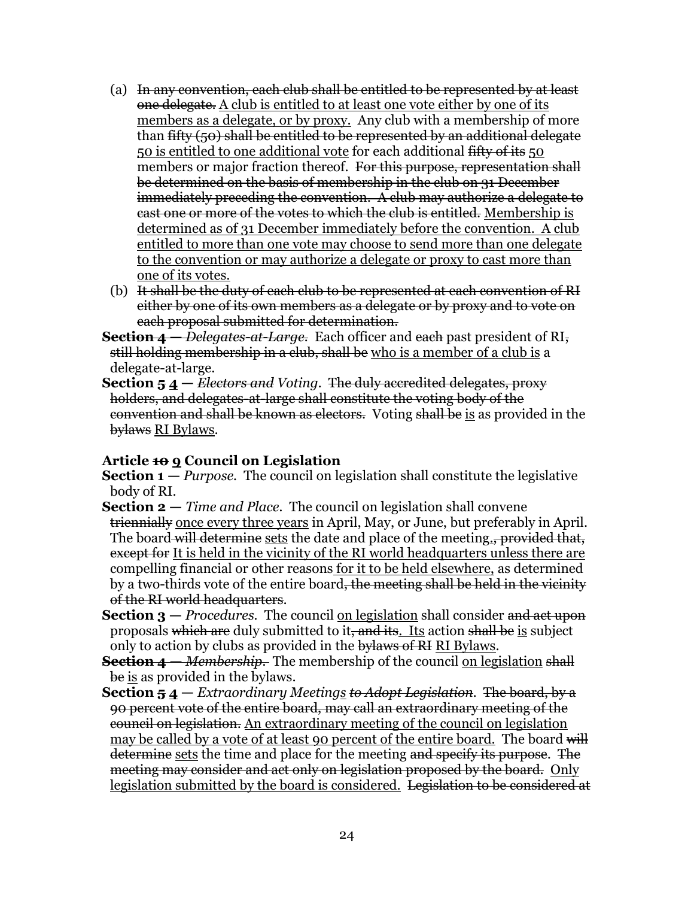(a) ~~In any convention, each club shall be entitled to be represented by at least one delegate.~~ <u>A club is entitled to at least one vote either by one of its members as a delegate, or by proxy.</u> Any club with a membership of more than ~~fifty (50) shall be entitled to be represented by an additional delegate~~ <u>50 is entitled to one additional vote</u> for each additional ~~fifty of its~~ <u>50</u> members or major fraction thereof. ~~For this purpose, representation shall be determined on the basis of membership in the club on 31 December immediately preceding the convention. A club may authorize a delegate to cast one or more of the votes to which the club is entitled.~~ <u>Membership is determined as of 31 December immediately before the convention. A club entitled to more than one vote may choose to send more than one delegate to the convention or may authorize a delegate or proxy to cast more than one of its votes.</u>

(b) ~~It shall be the duty of each club to be represented at each convention of RI either by one of its own members as a delegate or by proxy and to vote on each proposal submitted for determination.~~

**~~Section 4 —~~** ~~*Delegates-at-Large.*~~ Each officer and ~~each~~ past president of RI~~, still holding membership in a club, shall be~~ <u>who is a member of a club is</u> a delegate-at-large.

**Section ~~5~~ <u>4</u> —** ~~*Electors and*~~ *Voting.* ~~The duly accredited delegates, proxy holders, and delegates-at-large shall constitute the voting body of the convention and shall be known as electors.~~ Voting ~~shall be~~ <u>is</u> as provided in the ~~bylaws~~ <u>RI Bylaws</u>.

### Article ~~10~~ <u>9</u> Council on Legislation

**Section 1 —** *Purpose.* The council on legislation shall constitute the legislative body of RI.

**Section 2 —** *Time and Place.* The council on legislation shall convene ~~triennially~~ <u>once every three years</u> in April, May, or June, but preferably in April. The board ~~will determine~~ <u>sets</u> the date and place of the meeting<u>.</u>~~, provided that, except for~~ <u>It is held in the vicinity of the RI world headquarters unless there are</u> compelling financial or other reasons <u>for it to be held elsewhere,</u> as determined by a two-thirds vote of the entire board~~, the meeting shall be held in the vicinity of the RI world headquarters~~.

**Section 3 —** *Procedures.* The council <u>on legislation</u> shall consider ~~and act upon~~ proposals ~~which are~~ duly submitted to it~~, and its~~<u>. Its</u> action ~~shall be~~ <u>is</u> subject only to action by clubs as provided in the ~~bylaws of RI~~ <u>RI Bylaws</u>.

**~~Section 4 —~~** ~~*Membership.*~~ The membership of the council <u>on legislation</u> ~~shall be~~ <u>is</u> as provided in the bylaws.

**Section ~~5~~ <u>4</u> —** *Extraordinary Meeting<u>s</u>* ~~*to Adopt Legislation*~~. ~~The board, by a 90 percent vote of the entire board, may call an extraordinary meeting of the council on legislation.~~ <u>An extraordinary meeting of the council on legislation may be called by a vote of at least 90 percent of the entire board.</u> The board ~~will determine~~ <u>sets</u> the time and place for the meeting ~~and specify its purpose~~. ~~The meeting may consider and act only on legislation proposed by the board.~~ <u>Only legislation submitted by the board is considered.</u> ~~Legislation to be considered at~~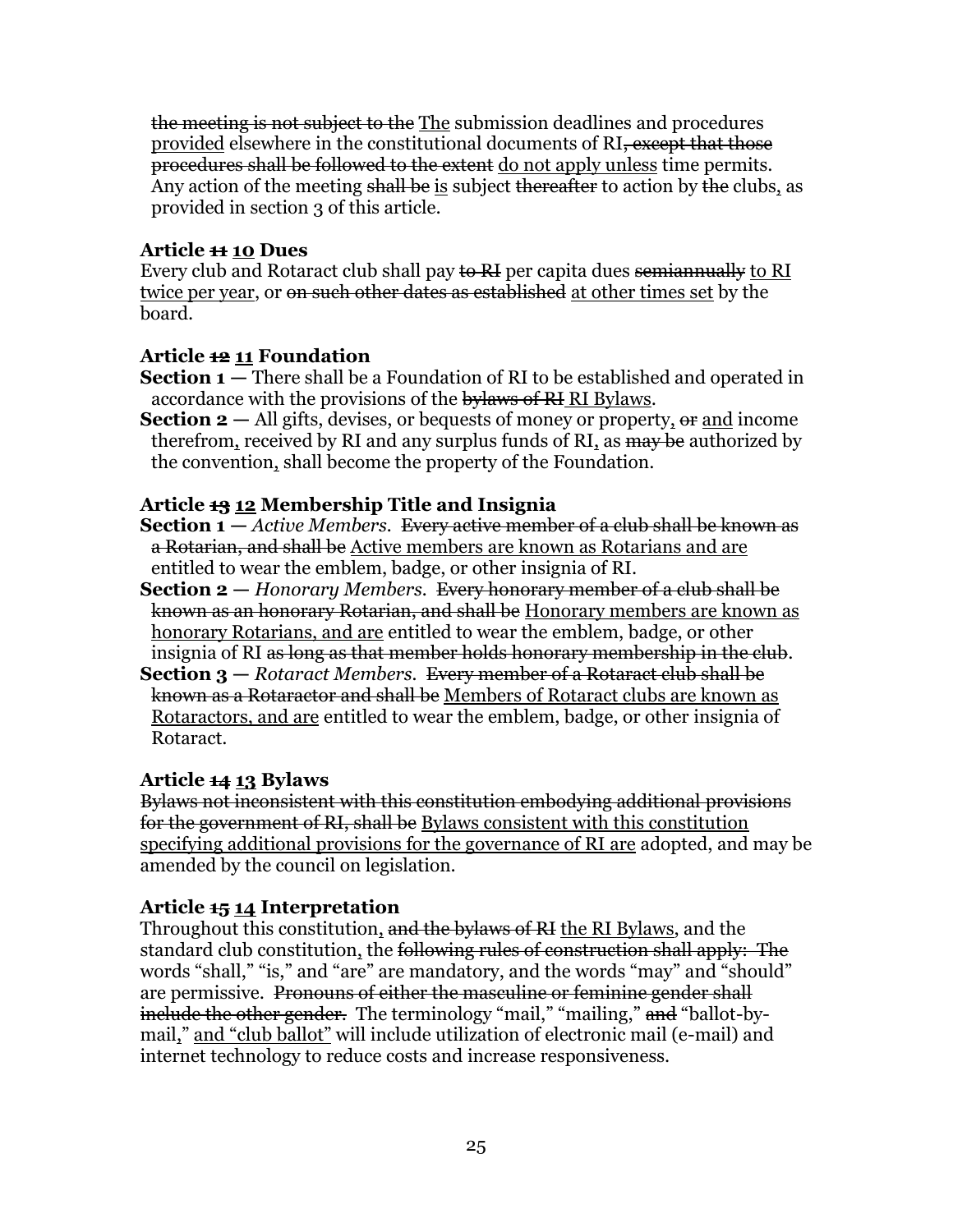~~the meeting is not subject to the~~ <u>The</u> submission deadlines and procedures <u>provided</u> elsewhere in the constitutional documents of RI~~, except that those procedures shall be followed to the extent~~ <u>do not apply unless</u> time permits. Any action of the meeting ~~shall be~~ <u>is</u> subject ~~thereafter~~ to action by ~~the~~ clubs<u>,</u> as provided in section 3 of this article.

**Article ~~11~~ <u>10</u> Dues**

Every club and Rotaract club shall pay ~~to RI~~ per capita dues ~~semiannually~~ <u>to RI twice per year</u>, or ~~on such other dates as established~~ <u>at other times set</u> by the board.

**Article ~~12~~ <u>11</u> Foundation**

**Section 1 —** There shall be a Foundation of RI to be established and operated in accordance with the provisions of the ~~bylaws of RI~~ <u>RI Bylaws</u>.

**Section 2 —** All gifts, devises, or bequests of money or property<u>,</u> ~~or~~ <u>and</u> income therefrom<u>,</u> received by RI and any surplus funds of RI<u>,</u> as ~~may be~~ authorized by the convention<u>,</u> shall become the property of the Foundation.

**Article ~~13~~ <u>12</u> Membership Title and Insignia**

**Section 1 —** *Active Members.* ~~Every active member of a club shall be known as a Rotarian, and shall be~~ <u>Active members are known as Rotarians and are</u> entitled to wear the emblem, badge, or other insignia of RI.

**Section 2 —** *Honorary Members.* ~~Every honorary member of a club shall be known as an honorary Rotarian, and shall be~~ <u>Honorary members are known as honorary Rotarians, and are</u> entitled to wear the emblem, badge, or other insignia of RI ~~as long as that member holds honorary membership in the club~~.

**Section 3 —** *Rotaract Members.* ~~Every member of a Rotaract club shall be known as a Rotaractor and shall be~~ <u>Members of Rotaract clubs are known as Rotaractors, and are</u> entitled to wear the emblem, badge, or other insignia of Rotaract.

**Article ~~14~~ <u>13</u> Bylaws**

~~Bylaws not inconsistent with this constitution embodying additional provisions for the government of RI, shall be~~ <u>Bylaws consistent with this constitution specifying additional provisions for the governance of RI are</u> adopted, and may be amended by the council on legislation.

**Article ~~15~~ <u>14</u> Interpretation**

Throughout this constitution<u>,</u> ~~and the bylaws of RI~~ <u>the RI Bylaws</u>, and the standard club constitution<u>,</u> the ~~following rules of construction shall apply: The~~ words "shall," "is," and "are" are mandatory, and the words "may" and "should" are permissive. ~~Pronouns of either the masculine or feminine gender shall include the other gender.~~ The terminology "mail," "mailing," ~~and~~ "ballot-by-mail<u>,</u>" <u>and "club ballot"</u> will include utilization of electronic mail (e-mail) and internet technology to reduce costs and increase responsiveness.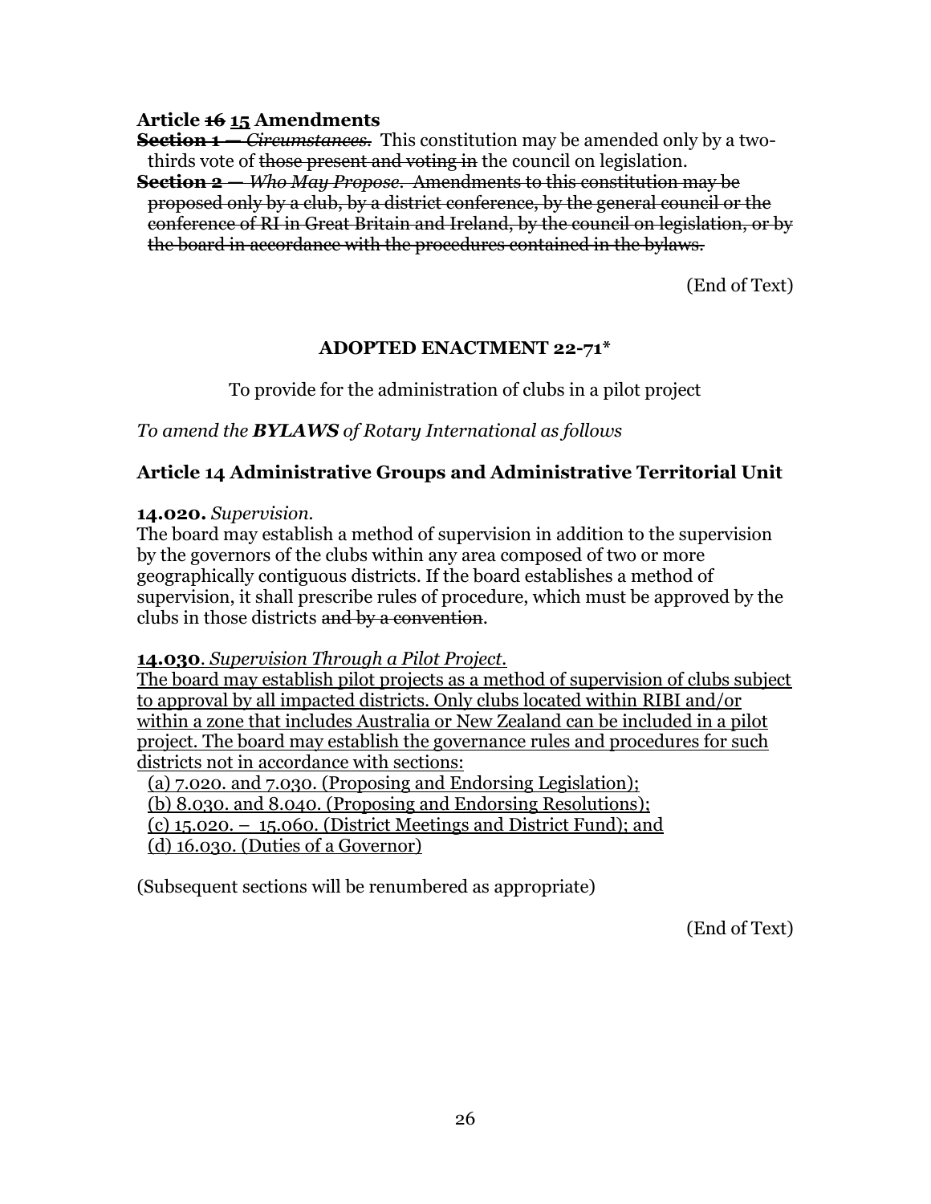**Article ~~16~~ <u>15</u> Amendments**

~~**Section 1** — *Circumstances.*~~ This constitution may be amended only by a two-thirds vote of ~~those present and voting in~~ the council on legislation.

~~**Section 2** — *Who May Propose.* Amendments to this constitution may be proposed only by a club, by a district conference, by the general council or the conference of RI in Great Britain and Ireland, by the council on legislation, or by the board in accordance with the procedures contained in the bylaws.~~

(End of Text)

## ADOPTED ENACTMENT 22-71*

To provide for the administration of clubs in a pilot project

*To amend the **BYLAWS** of Rotary International as follows*

### Article 14 Administrative Groups and Administrative Territorial Unit

**14.020.** *Supervision.*
The board may establish a method of supervision in addition to the supervision by the governors of the clubs within any area composed of two or more geographically contiguous districts. If the board establishes a method of supervision, it shall prescribe rules of procedure, which must be approved by the clubs in those districts ~~and by a convention~~.

<u>**14.030**. *Supervision Through a Pilot Project.*</u>
<u>The board may establish pilot projects as a method of supervision of clubs subject to approval by all impacted districts. Only clubs located within RIBI and/or within a zone that includes Australia or New Zealand can be included in a pilot project. The board may establish the governance rules and procedures for such districts not in accordance with sections:</u>
<u>(a) 7.020. and 7.030. (Proposing and Endorsing Legislation);</u>
<u>(b) 8.030. and 8.040. (Proposing and Endorsing Resolutions);</u>
<u>(c) 15.020. – 15.060. (District Meetings and District Fund); and</u>
<u>(d) 16.030. (Duties of a Governor)</u>

(Subsequent sections will be renumbered as appropriate)

(End of Text)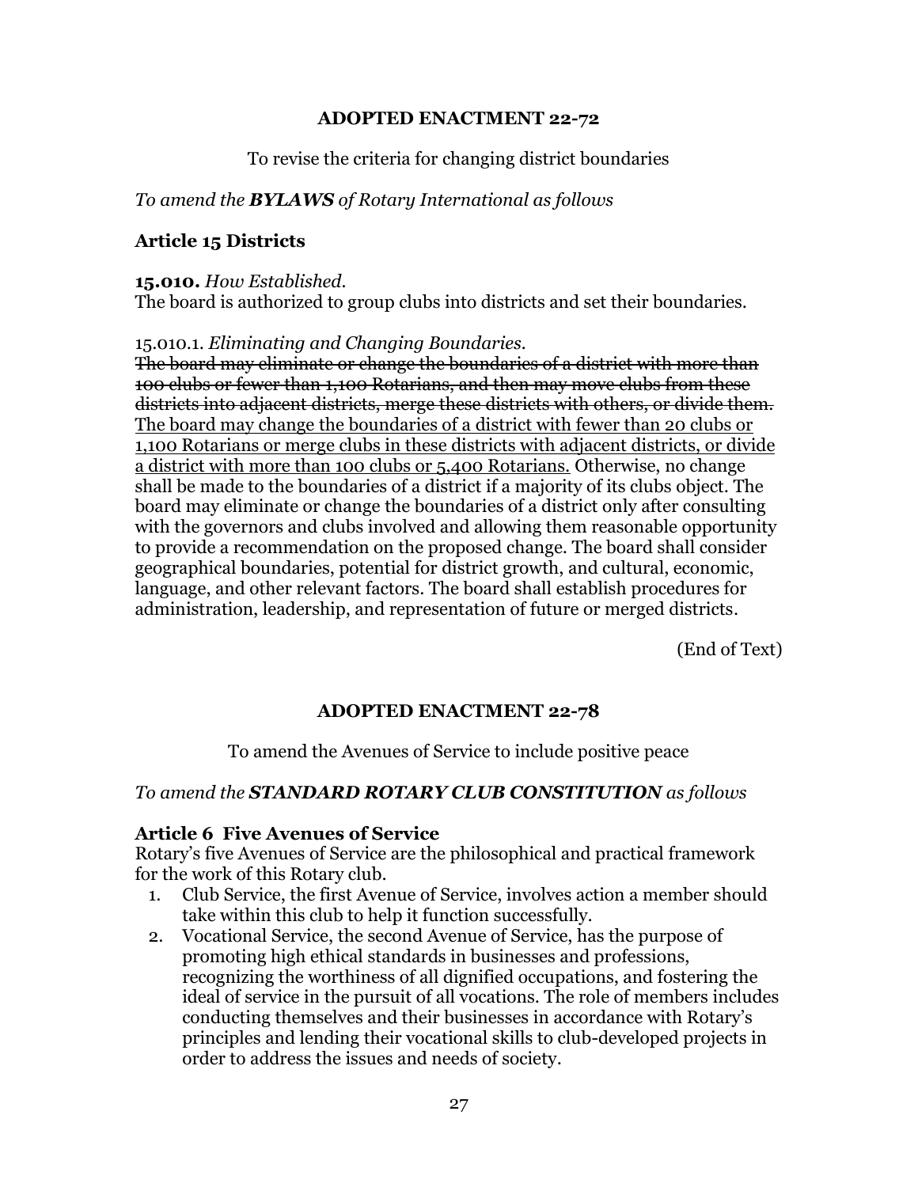### ADOPTED ENACTMENT 22-72

To revise the criteria for changing district boundaries

*To amend the* ***BYLAWS*** *of Rotary International as follows*

**Article 15 Districts**

**15.010.** *How Established.*
The board is authorized to group clubs into districts and set their boundaries.

15.010.1. *Eliminating and Changing Boundaries.*
~~The board may eliminate or change the boundaries of a district with more than 100 clubs or fewer than 1,100 Rotarians, and then may move clubs from these districts into adjacent districts, merge these districts with others, or divide them.~~ <u>The board may change the boundaries of a district with fewer than 20 clubs or 1,100 Rotarians or merge clubs in these districts with adjacent districts, or divide a district with more than 100 clubs or 5,400 Rotarians.</u> Otherwise, no change shall be made to the boundaries of a district if a majority of its clubs object. The board may eliminate or change the boundaries of a district only after consulting with the governors and clubs involved and allowing them reasonable opportunity to provide a recommendation on the proposed change. The board shall consider geographical boundaries, potential for district growth, and cultural, economic, language, and other relevant factors. The board shall establish procedures for administration, leadership, and representation of future or merged districts.

(End of Text)

### ADOPTED ENACTMENT 22-78

To amend the Avenues of Service to include positive peace

*To amend the* ***STANDARD ROTARY CLUB CONSTITUTION*** *as follows*

**Article 6 Five Avenues of Service**
Rotary's five Avenues of Service are the philosophical and practical framework for the work of this Rotary club.

1. Club Service, the first Avenue of Service, involves action a member should take within this club to help it function successfully.
2. Vocational Service, the second Avenue of Service, has the purpose of promoting high ethical standards in businesses and professions, recognizing the worthiness of all dignified occupations, and fostering the ideal of service in the pursuit of all vocations. The role of members includes conducting themselves and their businesses in accordance with Rotary's principles and lending their vocational skills to club-developed projects in order to address the issues and needs of society.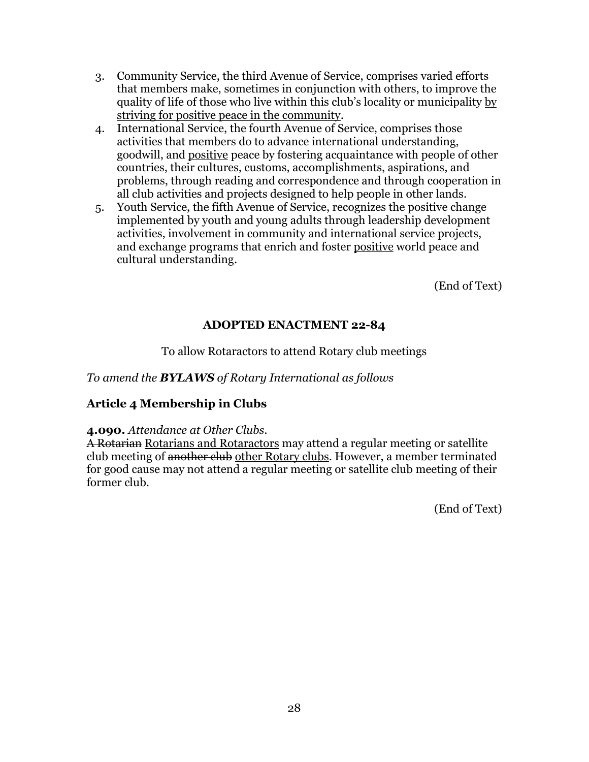3. Community Service, the third Avenue of Service, comprises varied efforts that members make, sometimes in conjunction with others, to improve the quality of life of those who live within this club's locality or municipality <u>by striving for positive peace in the community</u>.
4. International Service, the fourth Avenue of Service, comprises those activities that members do to advance international understanding, goodwill, and <u>positive</u> peace by fostering acquaintance with people of other countries, their cultures, customs, accomplishments, aspirations, and problems, through reading and correspondence and through cooperation in all club activities and projects designed to help people in other lands.
5. Youth Service, the fifth Avenue of Service, recognizes the positive change implemented by youth and young adults through leadership development activities, involvement in community and international service projects, and exchange programs that enrich and foster <u>positive</u> world peace and cultural understanding.

(End of Text)

## ADOPTED ENACTMENT 22-84

To allow Rotaractors to attend Rotary club meetings

*To amend the **BYLAWS** of Rotary International as follows*

### Article 4 Membership in Clubs

**4.090.** *Attendance at Other Clubs.*
~~A Rotarian~~ <u>Rotarians and Rotaractors</u> may attend a regular meeting or satellite club meeting of ~~another club~~ <u>other Rotary clubs</u>. However, a member terminated for good cause may not attend a regular meeting or satellite club meeting of their former club.

(End of Text)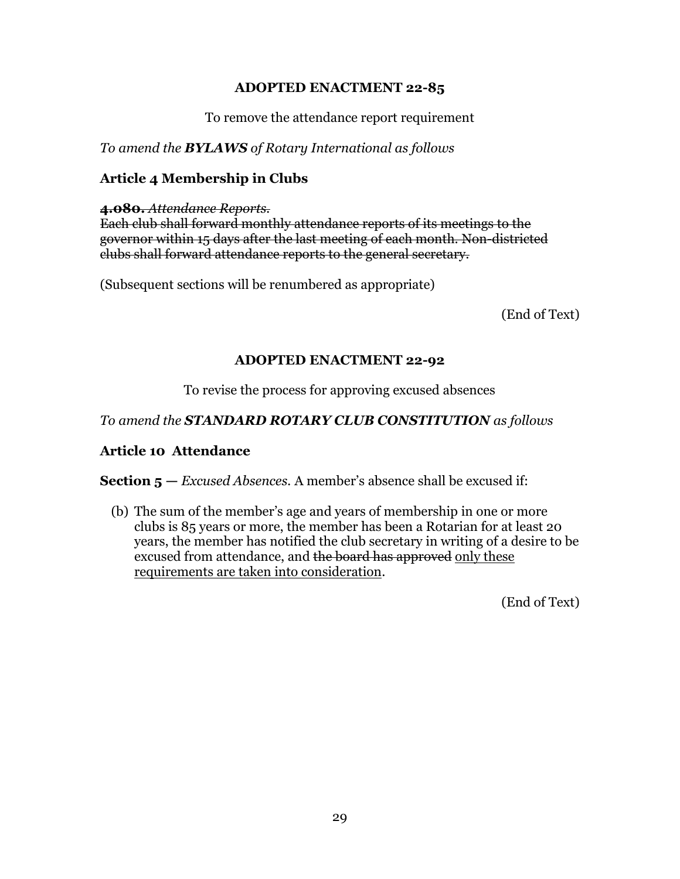**ADOPTED ENACTMENT 22-85**

To remove the attendance report requirement

*To amend the **BYLAWS** of Rotary International as follows*

**Article 4 Membership in Clubs**

~~**4.080.** *Attendance Reports.*~~
~~Each club shall forward monthly attendance reports of its meetings to the governor within 15 days after the last meeting of each month. Non-districted clubs shall forward attendance reports to the general secretary.~~

(Subsequent sections will be renumbered as appropriate)

(End of Text)

**ADOPTED ENACTMENT 22-92**

To revise the process for approving excused absences

*To amend the **STANDARD ROTARY CLUB CONSTITUTION** as follows*

**Article 10 Attendance**

**Section 5 —** *Excused Absences.* A member's absence shall be excused if:

(b) The sum of the member's age and years of membership in one or more clubs is 85 years or more, the member has been a Rotarian for at least 20 years, the member has notified the club secretary in writing of a desire to be excused from attendance, and ~~the board has approved~~ <u>only these requirements are taken into consideration</u>.

(End of Text)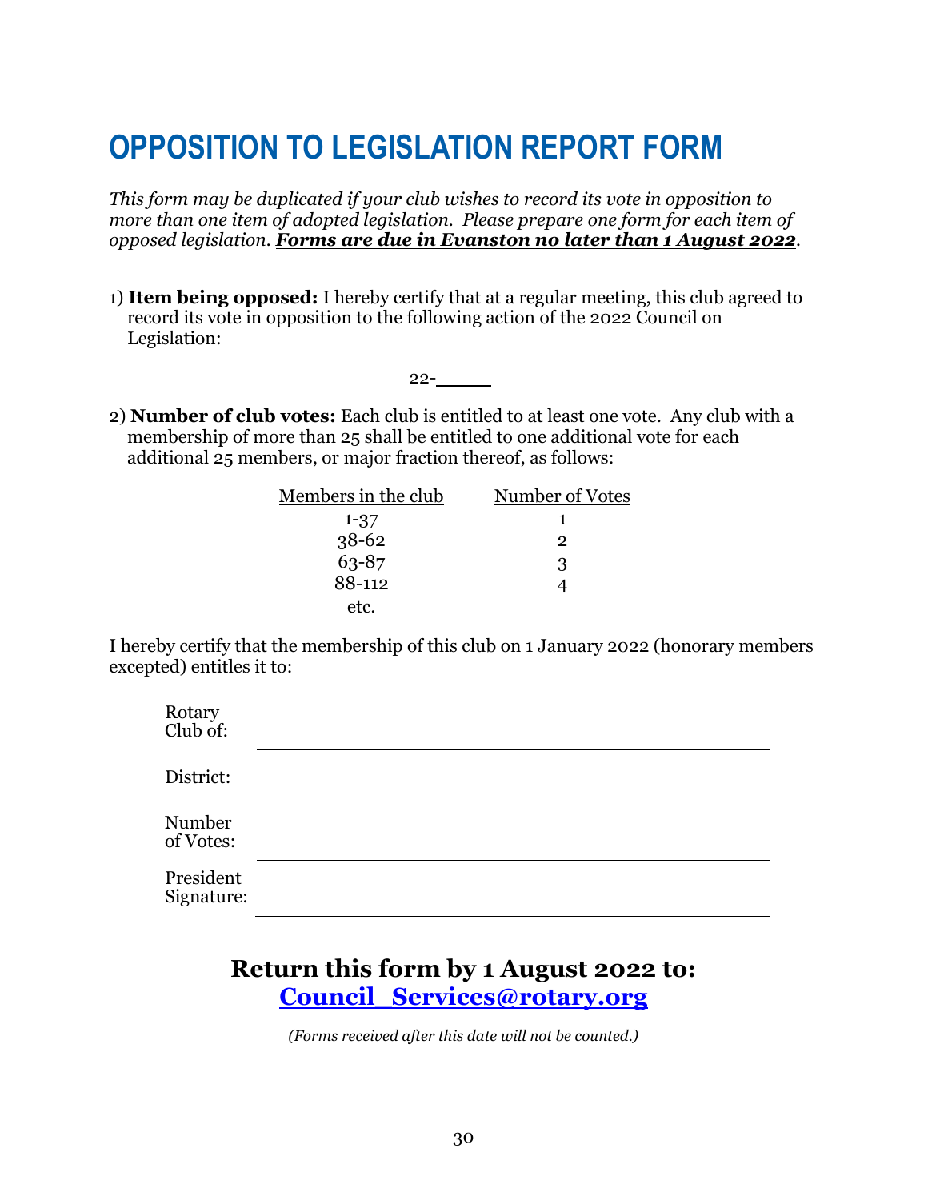# OPPOSITION TO LEGISLATION REPORT FORM

*This form may be duplicated if your club wishes to record its vote in opposition to more than one item of adopted legislation. Please prepare one form for each item of opposed legislation.* ***Forms are due in Evanston no later than 1 August 2022***.

1) **Item being opposed:** I hereby certify that at a regular meeting, this club agreed to record its vote in opposition to the following action of the 2022 Council on Legislation:

22-_____

2) **Number of club votes:** Each club is entitled to at least one vote. Any club with a membership of more than 25 shall be entitled to one additional vote for each additional 25 members, or major fraction thereof, as follows:

| Members in the club | Number of Votes |
|---|---|
| 1-37 | 1 |
| 38-62 | 2 |
| 63-87 | 3 |
| 88-112 | 4 |
| etc. | |

I hereby certify that the membership of this club on 1 January 2022 (honorary members excepted) entitles it to:

Rotary Club of: ______________________________

District: ______________________________

Number of Votes: ______________________________

President Signature: ______________________________

**Return this form by 1 August 2022 to:**
**[Council_Services@rotary.org](mailto:Council_Services@rotary.org)**

*(Forms received after this date will not be counted.)*